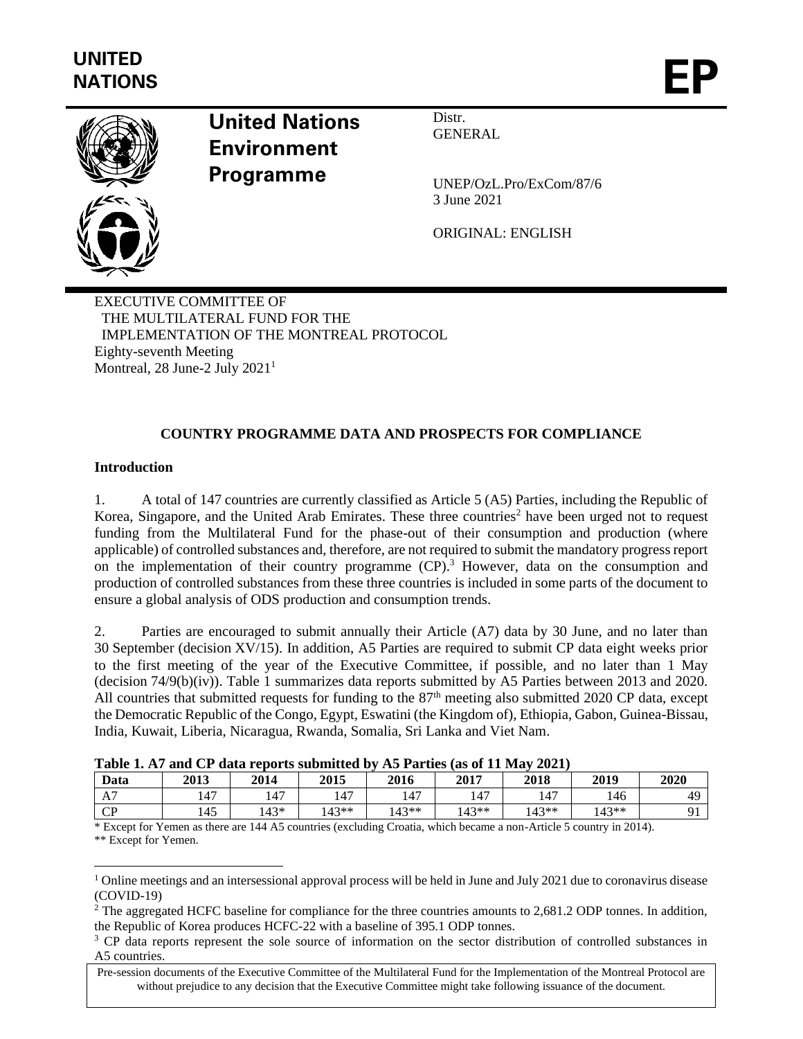UNITED NATIONS

# EP

**United Nations Environment Programme**

Distr.
GENERAL

UNEP/OzL.Pro/ExCom/87/6
3 June 2021

ORIGINAL: ENGLISH

EXECUTIVE COMMITTEE OF
THE MULTILATERAL FUND FOR THE
IMPLEMENTATION OF THE MONTREAL PROTOCOL
Eighty-seventh Meeting
Montreal, 28 June-2 July 2021[1]

## COUNTRY PROGRAMME DATA AND PROSPECTS FOR COMPLIANCE

### Introduction

1. A total of 147 countries are currently classified as Article 5 (A5) Parties, including the Republic of Korea, Singapore, and the United Arab Emirates. These three countries[2] have been urged not to request funding from the Multilateral Fund for the phase-out of their consumption and production (where applicable) of controlled substances and, therefore, are not required to submit the mandatory progress report on the implementation of their country programme (CP).[3] However, data on the consumption and production of controlled substances from these three countries is included in some parts of the document to ensure a global analysis of ODS production and consumption trends.

2. Parties are encouraged to submit annually their Article (A7) data by 30 June, and no later than 30 September (decision XV/15). In addition, A5 Parties are required to submit CP data eight weeks prior to the first meeting of the year of the Executive Committee, if possible, and no later than 1 May (decision 74/9(b)(iv)). Table 1 summarizes data reports submitted by A5 Parties between 2013 and 2020. All countries that submitted requests for funding to the 87th meeting also submitted 2020 CP data, except the Democratic Republic of the Congo, Egypt, Eswatini (the Kingdom of), Ethiopia, Gabon, Guinea-Bissau, India, Kuwait, Liberia, Nicaragua, Rwanda, Somalia, Sri Lanka and Viet Nam.

**Table 1. A7 and CP data reports submitted by A5 Parties (as of 11 May 2021)**

| Data | 2013 | 2014 | 2015 | 2016 | 2017 | 2018 | 2019 | 2020 |
|---|---|---|---|---|---|---|---|---|
| A7 | 147 | 147 | 147 | 147 | 147 | 147 | 146 | 49 |
| CP | 145 | 143* | 143** | 143** | 143** | 143** | 143** | 91 |

\* Except for Yemen as there are 144 A5 countries (excluding Croatia, which became a non-Article 5 country in 2014).
** Except for Yemen.

[1] Online meetings and an intersessional approval process will be held in June and July 2021 due to coronavirus disease (COVID-19)

[2] The aggregated HCFC baseline for compliance for the three countries amounts to 2,681.2 ODP tonnes. In addition, the Republic of Korea produces HCFC-22 with a baseline of 395.1 ODP tonnes.

[3] CP data reports represent the sole source of information on the sector distribution of controlled substances in A5 countries.

Pre-session documents of the Executive Committee of the Multilateral Fund for the Implementation of the Montreal Protocol are without prejudice to any decision that the Executive Committee might take following issuance of the document.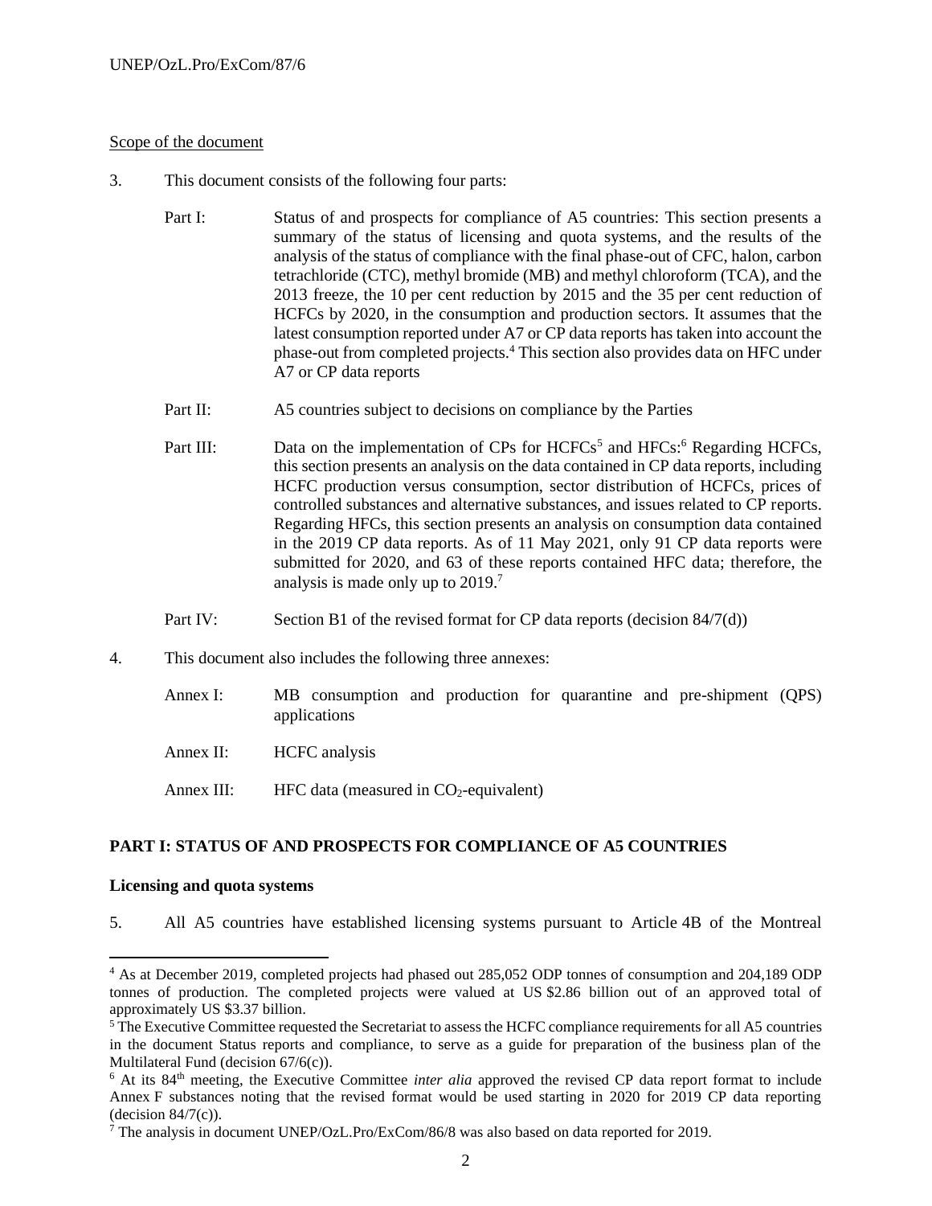Scope of the document

3. This document consists of the following four parts:

Part I: Status of and prospects for compliance of A5 countries: This section presents a summary of the status of licensing and quota systems, and the results of the analysis of the status of compliance with the final phase-out of CFC, halon, carbon tetrachloride (CTC), methyl bromide (MB) and methyl chloroform (TCA), and the 2013 freeze, the 10 per cent reduction by 2015 and the 35 per cent reduction of HCFCs by 2020, in the consumption and production sectors. It assumes that the latest consumption reported under A7 or CP data reports has taken into account the phase-out from completed projects.[4] This section also provides data on HFC under A7 or CP data reports

Part II: A5 countries subject to decisions on compliance by the Parties

Part III: Data on the implementation of CPs for HCFCs[5] and HFCs:[6] Regarding HCFCs, this section presents an analysis on the data contained in CP data reports, including HCFC production versus consumption, sector distribution of HCFCs, prices of controlled substances and alternative substances, and issues related to CP reports. Regarding HFCs, this section presents an analysis on consumption data contained in the 2019 CP data reports. As of 11 May 2021, only 91 CP data reports were submitted for 2020, and 63 of these reports contained HFC data; therefore, the analysis is made only up to 2019.[7]

Part IV: Section B1 of the revised format for CP data reports (decision 84/7(d))

4. This document also includes the following three annexes:

Annex I: MB consumption and production for quarantine and pre-shipment (QPS) applications

Annex II: HCFC analysis

Annex III: HFC data (measured in $CO_2$-equivalent)

## PART I: STATUS OF AND PROSPECTS FOR COMPLIANCE OF A5 COUNTRIES

### Licensing and quota systems

5. All A5 countries have established licensing systems pursuant to Article 4B of the Montreal

---

[4] As at December 2019, completed projects had phased out 285,052 ODP tonnes of consumption and 204,189 ODP tonnes of production. The completed projects were valued at US $2.86 billion out of an approved total of approximately US $3.37 billion.

[5] The Executive Committee requested the Secretariat to assess the HCFC compliance requirements for all A5 countries in the document Status reports and compliance, to serve as a guide for preparation of the business plan of the Multilateral Fund (decision 67/6(c)).

[6] At its 84th meeting, the Executive Committee *inter alia* approved the revised CP data report format to include Annex F substances noting that the revised format would be used starting in 2020 for 2019 CP data reporting (decision 84/7(c)).

[7] The analysis in document UNEP/OzL.Pro/ExCom/86/8 was also based on data reported for 2019.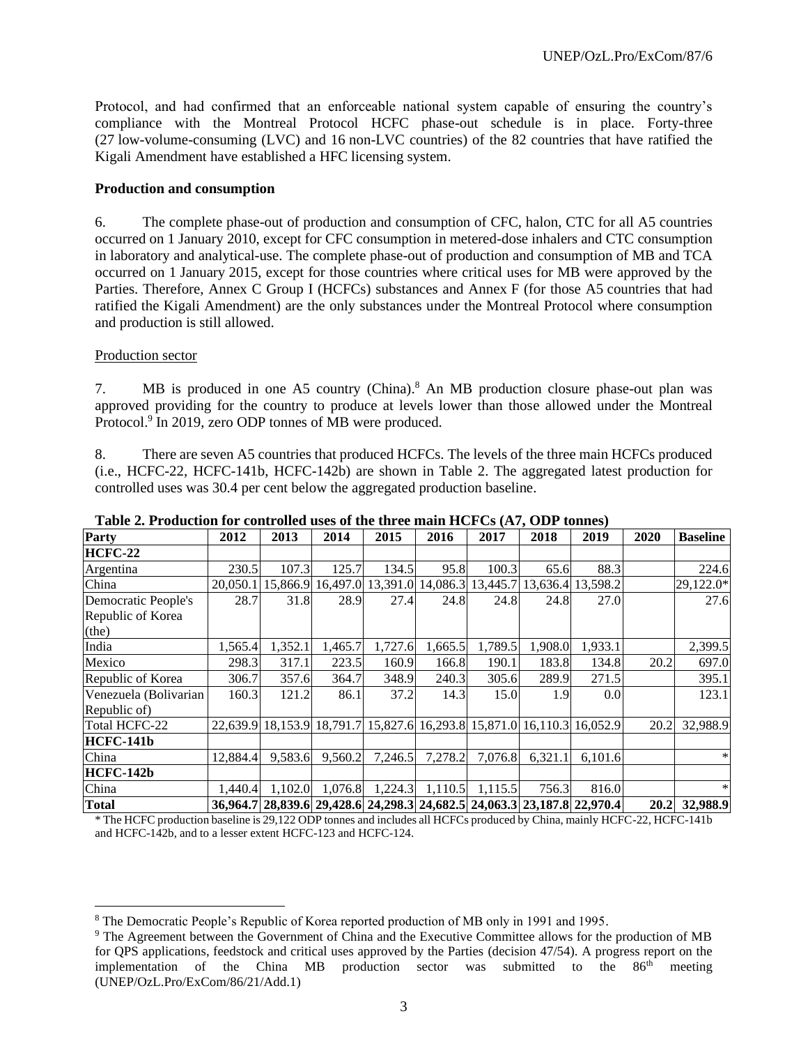Protocol, and had confirmed that an enforceable national system capable of ensuring the country's compliance with the Montreal Protocol HCFC phase-out schedule is in place. Forty-three (27 low-volume-consuming (LVC) and 16 non-LVC countries) of the 82 countries that have ratified the Kigali Amendment have established a HFC licensing system.

**Production and consumption**

6. The complete phase-out of production and consumption of CFC, halon, CTC for all A5 countries occurred on 1 January 2010, except for CFC consumption in metered-dose inhalers and CTC consumption in laboratory and analytical-use. The complete phase-out of production and consumption of MB and TCA occurred on 1 January 2015, except for those countries where critical uses for MB were approved by the Parties. Therefore, Annex C Group I (HCFCs) substances and Annex F (for those A5 countries that had ratified the Kigali Amendment) are the only substances under the Montreal Protocol where consumption and production is still allowed.

Production sector

7. MB is produced in one A5 country (China).[8] An MB production closure phase-out plan was approved providing for the country to produce at levels lower than those allowed under the Montreal Protocol.[9] In 2019, zero ODP tonnes of MB were produced.

8. There are seven A5 countries that produced HCFCs. The levels of the three main HCFCs produced (i.e., HCFC-22, HCFC-141b, HCFC-142b) are shown in Table 2. The aggregated latest production for controlled uses was 30.4 per cent below the aggregated production baseline.

**Table 2. Production for controlled uses of the three main HCFCs (A7, ODP tonnes)**

| Party | 2012 | 2013 | 2014 | 2015 | 2016 | 2017 | 2018 | 2019 | 2020 | Baseline |
|---|---|---|---|---|---|---|---|---|---|---|
| **HCFC-22** | | | | | | | | | | |
| Argentina | 230.5 | 107.3 | 125.7 | 134.5 | 95.8 | 100.3 | 65.6 | 88.3 | | 224.6 |
| China | 20,050.1 | 15,866.9 | 16,497.0 | 13,391.0 | 14,086.3 | 13,445.7 | 13,636.4 | 13,598.2 | | 29,122.0* |
| Democratic People's Republic of Korea (the) | 28.7 | 31.8 | 28.9 | 27.4 | 24.8 | 24.8 | 24.8 | 27.0 | | 27.6 |
| India | 1,565.4 | 1,352.1 | 1,465.7 | 1,727.6 | 1,665.5 | 1,789.5 | 1,908.0 | 1,933.1 | | 2,399.5 |
| Mexico | 298.3 | 317.1 | 223.5 | 160.9 | 166.8 | 190.1 | 183.8 | 134.8 | 20.2 | 697.0 |
| Republic of Korea | 306.7 | 357.6 | 364.7 | 348.9 | 240.3 | 305.6 | 289.9 | 271.5 | | 395.1 |
| Venezuela (Bolivarian Republic of) | 160.3 | 121.2 | 86.1 | 37.2 | 14.3 | 15.0 | 1.9 | 0.0 | | 123.1 |
| Total HCFC-22 | 22,639.9 | 18,153.9 | 18,791.7 | 15,827.6 | 16,293.8 | 15,871.0 | 16,110.3 | 16,052.9 | 20.2 | 32,988.9 |
| **HCFC-141b** | | | | | | | | | | |
| China | 12,884.4 | 9,583.6 | 9,560.2 | 7,246.5 | 7,278.2 | 7,076.8 | 6,321.1 | 6,101.6 | | * |
| **HCFC-142b** | | | | | | | | | | |
| China | 1,440.4 | 1,102.0 | 1,076.8 | 1,224.3 | 1,110.5 | 1,115.5 | 756.3 | 816.0 | | * |
| **Total** | **36,964.7** | **28,839.6** | **29,428.6** | **24,298.3** | **24,682.5** | **24,063.3** | **23,187.8** | **22,970.4** | **20.2** | **32,988.9** |

\* The HCFC production baseline is 29,122 ODP tonnes and includes all HCFCs produced by China, mainly HCFC-22, HCFC-141b and HCFC-142b, and to a lesser extent HCFC-123 and HCFC-124.

[8] The Democratic People's Republic of Korea reported production of MB only in 1991 and 1995.

[9] The Agreement between the Government of China and the Executive Committee allows for the production of MB for QPS applications, feedstock and critical uses approved by the Parties (decision 47/54). A progress report on the implementation of the China MB production sector was submitted to the 86th meeting (UNEP/OzL.Pro/ExCom/86/21/Add.1)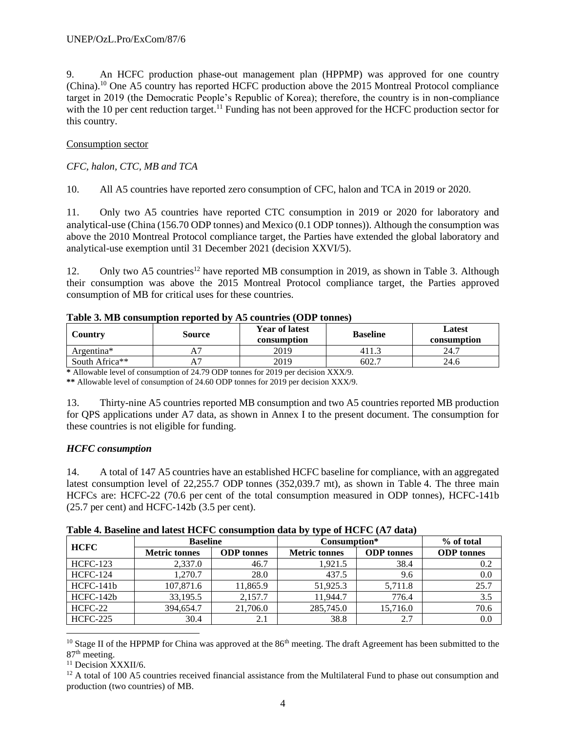9. An HCFC production phase-out management plan (HPPMP) was approved for one country (China).[10] One A5 country has reported HCFC production above the 2015 Montreal Protocol compliance target in 2019 (the Democratic People's Republic of Korea); therefore, the country is in non-compliance with the 10 per cent reduction target.[11] Funding has not been approved for the HCFC production sector for this country.

Consumption sector

*CFC, halon, CTC, MB and TCA*

10. All A5 countries have reported zero consumption of CFC, halon and TCA in 2019 or 2020.

11. Only two A5 countries have reported CTC consumption in 2019 or 2020 for laboratory and analytical-use (China (156.70 ODP tonnes) and Mexico (0.1 ODP tonnes)). Although the consumption was above the 2010 Montreal Protocol compliance target, the Parties have extended the global laboratory and analytical-use exemption until 31 December 2021 (decision XXVI/5).

12. Only two A5 countries[12] have reported MB consumption in 2019, as shown in Table 3. Although their consumption was above the 2015 Montreal Protocol compliance target, the Parties approved consumption of MB for critical uses for these countries.

**Table 3. MB consumption reported by A5 countries (ODP tonnes)**

| Country | Source | Year of latest consumption | Baseline | Latest consumption |
|---|---|---|---|---|
| Argentina* | A7 | 2019 | 411.3 | 24.7 |
| South Africa** | A7 | 2019 | 602.7 | 24.6 |

**\*** Allowable level of consumption of 24.79 ODP tonnes for 2019 per decision XXX/9.

**\*\*** Allowable level of consumption of 24.60 ODP tonnes for 2019 per decision XXX/9.

13. Thirty-nine A5 countries reported MB consumption and two A5 countries reported MB production for QPS applications under A7 data, as shown in Annex I to the present document. The consumption for these countries is not eligible for funding.

***HCFC consumption***

14. A total of 147 A5 countries have an established HCFC baseline for compliance, with an aggregated latest consumption level of 22,255.7 ODP tonnes (352,039.7 mt), as shown in Table 4. The three main HCFCs are: HCFC-22 (70.6 per cent of the total consumption measured in ODP tonnes), HCFC-141b (25.7 per cent) and HCFC-142b (3.5 per cent).

**Table 4. Baseline and latest HCFC consumption data by type of HCFC (A7 data)**

| HCFC | Baseline | | Consumption* | | % of total |
|---|---|---|---|---|---|
| | Metric tonnes | ODP tonnes | Metric tonnes | ODP tonnes | ODP tonnes |
| HCFC-123 | 2,337.0 | 46.7 | 1,921.5 | 38.4 | 0.2 |
| HCFC-124 | 1,270.7 | 28.0 | 437.5 | 9.6 | 0.0 |
| HCFC-141b | 107,871.6 | 11,865.9 | 51,925.3 | 5,711.8 | 25.7 |
| HCFC-142b | 33,195.5 | 2,157.7 | 11,944.7 | 776.4 | 3.5 |
| HCFC-22 | 394,654.7 | 21,706.0 | 285,745.0 | 15,716.0 | 70.6 |
| HCFC-225 | 30.4 | 2.1 | 38.8 | 2.7 | 0.0 |

[10] Stage II of the HPPMP for China was approved at the 86th meeting. The draft Agreement has been submitted to the 87th meeting.

[11] Decision XXXII/6.

[12] A total of 100 A5 countries received financial assistance from the Multilateral Fund to phase out consumption and production (two countries) of MB.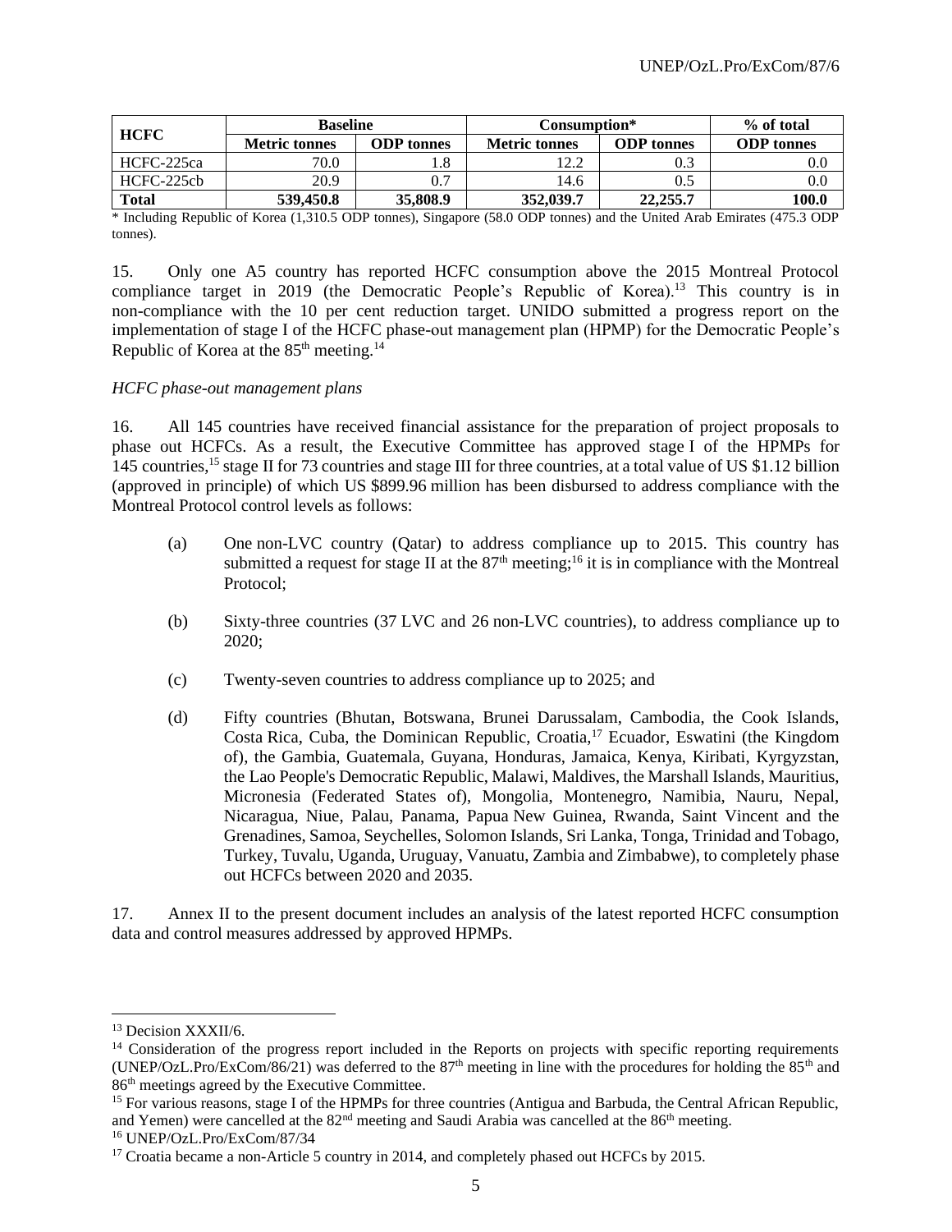| HCFC | Baseline | | Consumption* | | % of total |
|---|---|---|---|---|---|
| | Metric tonnes | ODP tonnes | Metric tonnes | ODP tonnes | ODP tonnes |
| HCFC-225ca | 70.0 | 1.8 | 12.2 | 0.3 | 0.0 |
| HCFC-225cb | 20.9 | 0.7 | 14.6 | 0.5 | 0.0 |
| **Total** | **539,450.8** | **35,808.9** | **352,039.7** | **22,255.7** | **100.0** |

\* Including Republic of Korea (1,310.5 ODP tonnes), Singapore (58.0 ODP tonnes) and the United Arab Emirates (475.3 ODP tonnes).

15. Only one A5 country has reported HCFC consumption above the 2015 Montreal Protocol compliance target in 2019 (the Democratic People's Republic of Korea).[13] This country is in non-compliance with the 10 per cent reduction target. UNIDO submitted a progress report on the implementation of stage I of the HCFC phase-out management plan (HPMP) for the Democratic People's Republic of Korea at the 85th meeting.[14]

*HCFC phase-out management plans*

16. All 145 countries have received financial assistance for the preparation of project proposals to phase out HCFCs. As a result, the Executive Committee has approved stage I of the HPMPs for 145 countries,[15] stage II for 73 countries and stage III for three countries, at a total value of US $1.12 billion (approved in principle) of which US $899.96 million has been disbursed to address compliance with the Montreal Protocol control levels as follows:

(a) One non-LVC country (Qatar) to address compliance up to 2015. This country has submitted a request for stage II at the 87th meeting;[16] it is in compliance with the Montreal Protocol;

(b) Sixty-three countries (37 LVC and 26 non-LVC countries), to address compliance up to 2020;

(c) Twenty-seven countries to address compliance up to 2025; and

(d) Fifty countries (Bhutan, Botswana, Brunei Darussalam, Cambodia, the Cook Islands, Costa Rica, Cuba, the Dominican Republic, Croatia,[17] Ecuador, Eswatini (the Kingdom of), the Gambia, Guatemala, Guyana, Honduras, Jamaica, Kenya, Kiribati, Kyrgyzstan, the Lao People's Democratic Republic, Malawi, Maldives, the Marshall Islands, Mauritius, Micronesia (Federated States of), Mongolia, Montenegro, Namibia, Nauru, Nepal, Nicaragua, Niue, Palau, Panama, Papua New Guinea, Rwanda, Saint Vincent and the Grenadines, Samoa, Seychelles, Solomon Islands, Sri Lanka, Tonga, Trinidad and Tobago, Turkey, Tuvalu, Uganda, Uruguay, Vanuatu, Zambia and Zimbabwe), to completely phase out HCFCs between 2020 and 2035.

17. Annex II to the present document includes an analysis of the latest reported HCFC consumption data and control measures addressed by approved HPMPs.

---

[13] Decision XXXII/6.

[14] Consideration of the progress report included in the Reports on projects with specific reporting requirements (UNEP/OzL.Pro/ExCom/86/21) was deferred to the 87th meeting in line with the procedures for holding the 85th and 86th meetings agreed by the Executive Committee.

[15] For various reasons, stage I of the HPMPs for three countries (Antigua and Barbuda, the Central African Republic, and Yemen) were cancelled at the 82nd meeting and Saudi Arabia was cancelled at the 86th meeting.

[16] UNEP/OzL.Pro/ExCom/87/34

[17] Croatia became a non-Article 5 country in 2014, and completely phased out HCFCs by 2015.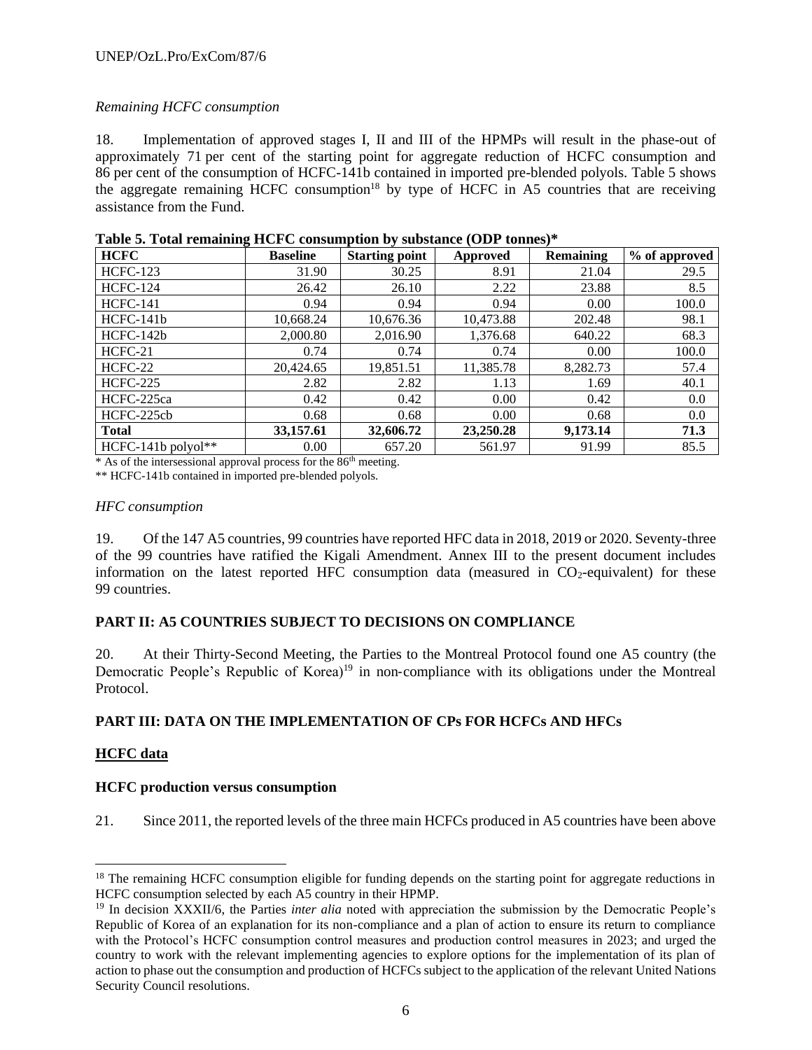*Remaining HCFC consumption*

18. Implementation of approved stages I, II and III of the HPMPs will result in the phase-out of approximately 71 per cent of the starting point for aggregate reduction of HCFC consumption and 86 per cent of the consumption of HCFC-141b contained in imported pre-blended polyols. Table 5 shows the aggregate remaining HCFC consumption[18] by type of HCFC in A5 countries that are receiving assistance from the Fund.

**Table 5. Total remaining HCFC consumption by substance (ODP tonnes)***

| HCFC | Baseline | Starting point | Approved | Remaining | % of approved |
|---|---|---|---|---|---|
| HCFC-123 | 31.90 | 30.25 | 8.91 | 21.04 | 29.5 |
| HCFC-124 | 26.42 | 26.10 | 2.22 | 23.88 | 8.5 |
| HCFC-141 | 0.94 | 0.94 | 0.94 | 0.00 | 100.0 |
| HCFC-141b | 10,668.24 | 10,676.36 | 10,473.88 | 202.48 | 98.1 |
| HCFC-142b | 2,000.80 | 2,016.90 | 1,376.68 | 640.22 | 68.3 |
| HCFC-21 | 0.74 | 0.74 | 0.74 | 0.00 | 100.0 |
| HCFC-22 | 20,424.65 | 19,851.51 | 11,385.78 | 8,282.73 | 57.4 |
| HCFC-225 | 2.82 | 2.82 | 1.13 | 1.69 | 40.1 |
| HCFC-225ca | 0.42 | 0.42 | 0.00 | 0.42 | 0.0 |
| HCFC-225cb | 0.68 | 0.68 | 0.00 | 0.68 | 0.0 |
| **Total** | **33,157.61** | **32,606.72** | **23,250.28** | **9,173.14** | **71.3** |
| HCFC-141b polyol** | 0.00 | 657.20 | 561.97 | 91.99 | 85.5 |

* As of the intersessional approval process for the 86th meeting.

** HCFC-141b contained in imported pre-blended polyols.

*HFC consumption*

19. Of the 147 A5 countries, 99 countries have reported HFC data in 2018, 2019 or 2020. Seventy-three of the 99 countries have ratified the Kigali Amendment. Annex III to the present document includes information on the latest reported HFC consumption data (measured in $CO_2$-equivalent) for these 99 countries.

## PART II: A5 COUNTRIES SUBJECT TO DECISIONS ON COMPLIANCE

20. At their Thirty-Second Meeting, the Parties to the Montreal Protocol found one A5 country (the Democratic People's Republic of Korea)[19] in non-compliance with its obligations under the Montreal Protocol.

## PART III: DATA ON THE IMPLEMENTATION OF CPs FOR HCFCs AND HFCs

### HCFC data

#### HCFC production versus consumption

21. Since 2011, the reported levels of the three main HCFCs produced in A5 countries have been above

---

[18] The remaining HCFC consumption eligible for funding depends on the starting point for aggregate reductions in HCFC consumption selected by each A5 country in their HPMP.

[19] In decision XXXII/6, the Parties *inter alia* noted with appreciation the submission by the Democratic People's Republic of Korea of an explanation for its non-compliance and a plan of action to ensure its return to compliance with the Protocol's HCFC consumption control measures and production control measures in 2023; and urged the country to work with the relevant implementing agencies to explore options for the implementation of its plan of action to phase out the consumption and production of HCFCs subject to the application of the relevant United Nations Security Council resolutions.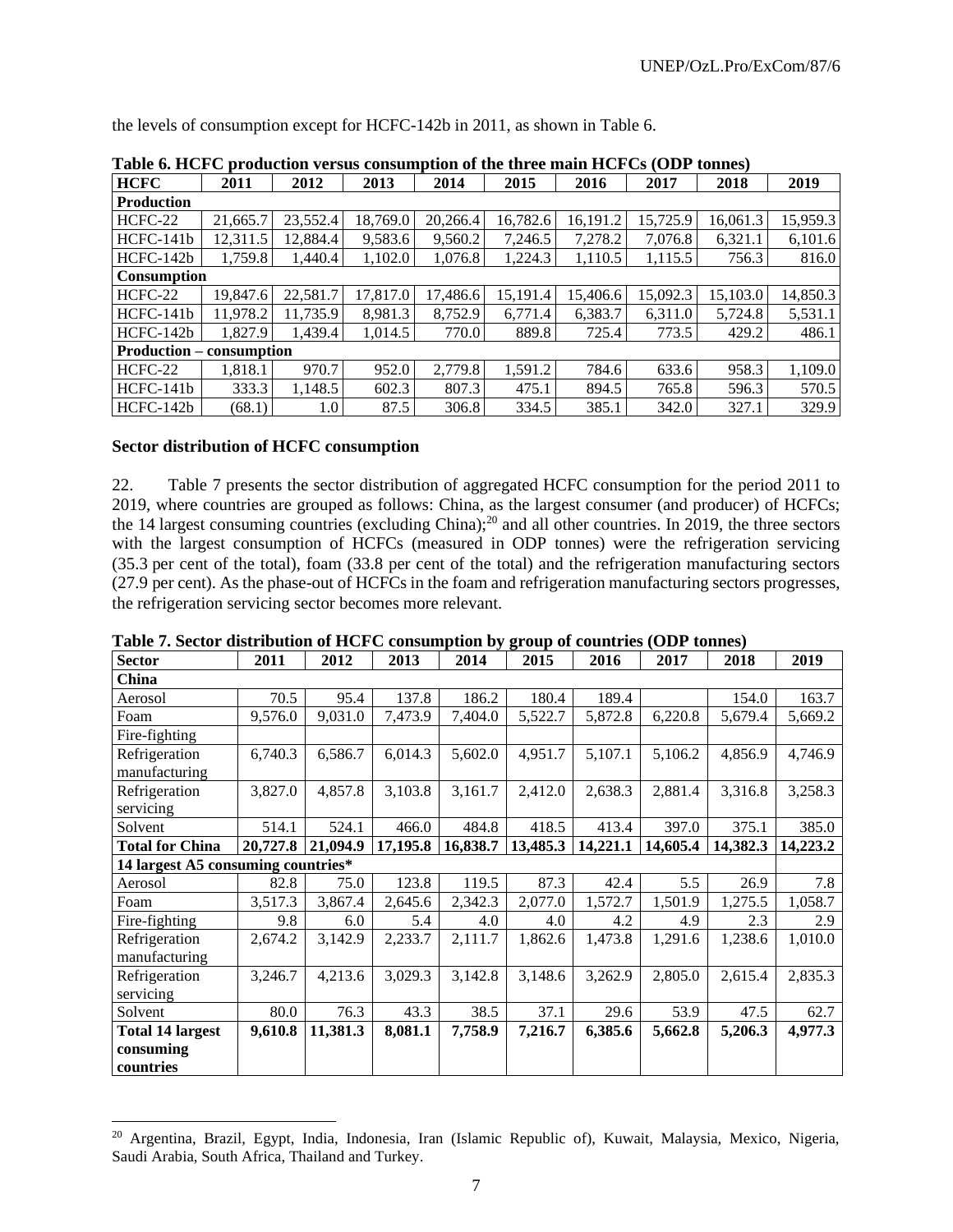the levels of consumption except for HCFC-142b in 2011, as shown in Table 6.

**Table 6. HCFC production versus consumption of the three main HCFCs (ODP tonnes)**

| HCFC | 2011 | 2012 | 2013 | 2014 | 2015 | 2016 | 2017 | 2018 | 2019 |
|---|---|---|---|---|---|---|---|---|---|
| **Production** | | | | | | | | | |
| HCFC-22 | 21,665.7 | 23,552.4 | 18,769.0 | 20,266.4 | 16,782.6 | 16,191.2 | 15,725.9 | 16,061.3 | 15,959.3 |
| HCFC-141b | 12,311.5 | 12,884.4 | 9,583.6 | 9,560.2 | 7,246.5 | 7,278.2 | 7,076.8 | 6,321.1 | 6,101.6 |
| HCFC-142b | 1,759.8 | 1,440.4 | 1,102.0 | 1,076.8 | 1,224.3 | 1,110.5 | 1,115.5 | 756.3 | 816.0 |
| **Consumption** | | | | | | | | | |
| HCFC-22 | 19,847.6 | 22,581.7 | 17,817.0 | 17,486.6 | 15,191.4 | 15,406.6 | 15,092.3 | 15,103.0 | 14,850.3 |
| HCFC-141b | 11,978.2 | 11,735.9 | 8,981.3 | 8,752.9 | 6,771.4 | 6,383.7 | 6,311.0 | 5,724.8 | 5,531.1 |
| HCFC-142b | 1,827.9 | 1,439.4 | 1,014.5 | 770.0 | 889.8 | 725.4 | 773.5 | 429.2 | 486.1 |
| **Production – consumption** | | | | | | | | | |
| HCFC-22 | 1,818.1 | 970.7 | 952.0 | 2,779.8 | 1,591.2 | 784.6 | 633.6 | 958.3 | 1,109.0 |
| HCFC-141b | 333.3 | 1,148.5 | 602.3 | 807.3 | 475.1 | 894.5 | 765.8 | 596.3 | 570.5 |
| HCFC-142b | (68.1) | 1.0 | 87.5 | 306.8 | 334.5 | 385.1 | 342.0 | 327.1 | 329.9 |

**Sector distribution of HCFC consumption**

22. Table 7 presents the sector distribution of aggregated HCFC consumption for the period 2011 to 2019, where countries are grouped as follows: China, as the largest consumer (and producer) of HCFCs; the 14 largest consuming countries (excluding China);[20] and all other countries. In 2019, the three sectors with the largest consumption of HCFCs (measured in ODP tonnes) were the refrigeration servicing (35.3 per cent of the total), foam (33.8 per cent of the total) and the refrigeration manufacturing sectors (27.9 per cent). As the phase-out of HCFCs in the foam and refrigeration manufacturing sectors progresses, the refrigeration servicing sector becomes more relevant.

**Table 7. Sector distribution of HCFC consumption by group of countries (ODP tonnes)**

| Sector | 2011 | 2012 | 2013 | 2014 | 2015 | 2016 | 2017 | 2018 | 2019 |
|---|---|---|---|---|---|---|---|---|---|
| **China** | | | | | | | | | |
| Aerosol | 70.5 | 95.4 | 137.8 | 186.2 | 180.4 | 189.4 | | 154.0 | 163.7 |
| Foam | 9,576.0 | 9,031.0 | 7,473.9 | 7,404.0 | 5,522.7 | 5,872.8 | 6,220.8 | 5,679.4 | 5,669.2 |
| Fire-fighting | | | | | | | | | |
| Refrigeration manufacturing | 6,740.3 | 6,586.7 | 6,014.3 | 5,602.0 | 4,951.7 | 5,107.1 | 5,106.2 | 4,856.9 | 4,746.9 |
| Refrigeration servicing | 3,827.0 | 4,857.8 | 3,103.8 | 3,161.7 | 2,412.0 | 2,638.3 | 2,881.4 | 3,316.8 | 3,258.3 |
| Solvent | 514.1 | 524.1 | 466.0 | 484.8 | 418.5 | 413.4 | 397.0 | 375.1 | 385.0 |
| **Total for China** | **20,727.8** | **21,094.9** | **17,195.8** | **16,838.7** | **13,485.3** | **14,221.1** | **14,605.4** | **14,382.3** | **14,223.2** |
| **14 largest A5 consuming countries*** | | | | | | | | | |
| Aerosol | 82.8 | 75.0 | 123.8 | 119.5 | 87.3 | 42.4 | 5.5 | 26.9 | 7.8 |
| Foam | 3,517.3 | 3,867.4 | 2,645.6 | 2,342.3 | 2,077.0 | 1,572.7 | 1,501.9 | 1,275.5 | 1,058.7 |
| Fire-fighting | 9.8 | 6.0 | 5.4 | 4.0 | 4.0 | 4.2 | 4.9 | 2.3 | 2.9 |
| Refrigeration manufacturing | 2,674.2 | 3,142.9 | 2,233.7 | 2,111.7 | 1,862.6 | 1,473.8 | 1,291.6 | 1,238.6 | 1,010.0 |
| Refrigeration servicing | 3,246.7 | 4,213.6 | 3,029.3 | 3,142.8 | 3,148.6 | 3,262.9 | 2,805.0 | 2,615.4 | 2,835.3 |
| Solvent | 80.0 | 76.3 | 43.3 | 38.5 | 37.1 | 29.6 | 53.9 | 47.5 | 62.7 |
| **Total 14 largest consuming countries** | **9,610.8** | **11,381.3** | **8,081.1** | **7,758.9** | **7,216.7** | **6,385.6** | **5,662.8** | **5,206.3** | **4,977.3** |

[20] Argentina, Brazil, Egypt, India, Indonesia, Iran (Islamic Republic of), Kuwait, Malaysia, Mexico, Nigeria, Saudi Arabia, South Africa, Thailand and Turkey.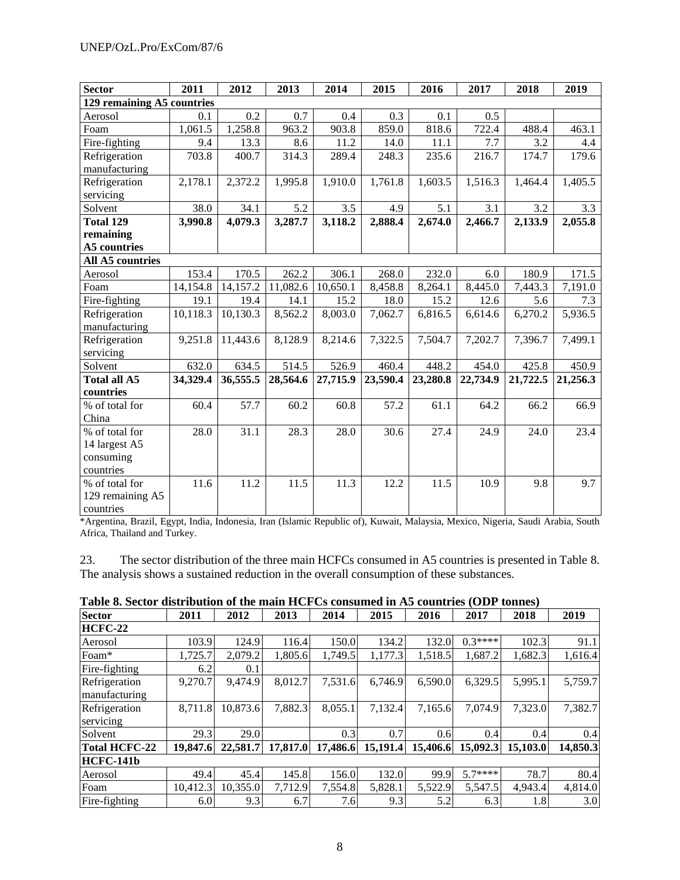| Sector | 2011 | 2012 | 2013 | 2014 | 2015 | 2016 | 2017 | 2018 | 2019 |
|---|---|---|---|---|---|---|---|---|---|
| **129 remaining A5 countries** | | | | | | | | | |
| Aerosol | 0.1 | 0.2 | 0.7 | 0.4 | 0.3 | 0.1 | 0.5 | | |
| Foam | 1,061.5 | 1,258.8 | 963.2 | 903.8 | 859.0 | 818.6 | 722.4 | 488.4 | 463.1 |
| Fire-fighting | 9.4 | 13.3 | 8.6 | 11.2 | 14.0 | 11.1 | 7.7 | 3.2 | 4.4 |
| Refrigeration manufacturing | 703.8 | 400.7 | 314.3 | 289.4 | 248.3 | 235.6 | 216.7 | 174.7 | 179.6 |
| Refrigeration servicing | 2,178.1 | 2,372.2 | 1,995.8 | 1,910.0 | 1,761.8 | 1,603.5 | 1,516.3 | 1,464.4 | 1,405.5 |
| Solvent | 38.0 | 34.1 | 5.2 | 3.5 | 4.9 | 5.1 | 3.1 | 3.2 | 3.3 |
| **Total 129 remaining A5 countries** | **3,990.8** | **4,079.3** | **3,287.7** | **3,118.2** | **2,888.4** | **2,674.0** | **2,466.7** | **2,133.9** | **2,055.8** |
| **All A5 countries** | | | | | | | | | |
| Aerosol | 153.4 | 170.5 | 262.2 | 306.1 | 268.0 | 232.0 | 6.0 | 180.9 | 171.5 |
| Foam | 14,154.8 | 14,157.2 | 11,082.6 | 10,650.1 | 8,458.8 | 8,264.1 | 8,445.0 | 7,443.3 | 7,191.0 |
| Fire-fighting | 19.1 | 19.4 | 14.1 | 15.2 | 18.0 | 15.2 | 12.6 | 5.6 | 7.3 |
| Refrigeration manufacturing | 10,118.3 | 10,130.3 | 8,562.2 | 8,003.0 | 7,062.7 | 6,816.5 | 6,614.6 | 6,270.2 | 5,936.5 |
| Refrigeration servicing | 9,251.8 | 11,443.6 | 8,128.9 | 8,214.6 | 7,322.5 | 7,504.7 | 7,202.7 | 7,396.7 | 7,499.1 |
| Solvent | 632.0 | 634.5 | 514.5 | 526.9 | 460.4 | 448.2 | 454.0 | 425.8 | 450.9 |
| **Total all A5 countries** | **34,329.4** | **36,555.5** | **28,564.6** | **27,715.9** | **23,590.4** | **23,280.8** | **22,734.9** | **21,722.5** | **21,256.3** |
| % of total for China | 60.4 | 57.7 | 60.2 | 60.8 | 57.2 | 61.1 | 64.2 | 66.2 | 66.9 |
| % of total for 14 largest A5 consuming countries | 28.0 | 31.1 | 28.3 | 28.0 | 30.6 | 27.4 | 24.9 | 24.0 | 23.4 |
| % of total for 129 remaining A5 countries | 11.6 | 11.2 | 11.5 | 11.3 | 12.2 | 11.5 | 10.9 | 9.8 | 9.7 |

*Argentina, Brazil, Egypt, India, Indonesia, Iran (Islamic Republic of), Kuwait, Malaysia, Mexico, Nigeria, Saudi Arabia, South Africa, Thailand and Turkey.

23. The sector distribution of the three main HCFCs consumed in A5 countries is presented in Table 8. The analysis shows a sustained reduction in the overall consumption of these substances.

**Table 8. Sector distribution of the main HCFCs consumed in A5 countries (ODP tonnes)**

| Sector | 2011 | 2012 | 2013 | 2014 | 2015 | 2016 | 2017 | 2018 | 2019 |
|---|---|---|---|---|---|---|---|---|---|
| **HCFC-22** | | | | | | | | | |
| Aerosol | 103.9 | 124.9 | 116.4 | 150.0 | 134.2 | 132.0 | 0.3**** | 102.3 | 91.1 |
| Foam* | 1,725.7 | 2,079.2 | 1,805.6 | 1,749.5 | 1,177.3 | 1,518.5 | 1,687.2 | 1,682.3 | 1,616.4 |
| Fire-fighting | 6.2 | 0.1 | | | | | | | |
| Refrigeration manufacturing | 9,270.7 | 9,474.9 | 8,012.7 | 7,531.6 | 6,746.9 | 6,590.0 | 6,329.5 | 5,995.1 | 5,759.7 |
| Refrigeration servicing | 8,711.8 | 10,873.6 | 7,882.3 | 8,055.1 | 7,132.4 | 7,165.6 | 7,074.9 | 7,323.0 | 7,382.7 |
| Solvent | 29.3 | 29.0 | | 0.3 | 0.7 | 0.6 | 0.4 | 0.4 | 0.4 |
| **Total HCFC-22** | **19,847.6** | **22,581.7** | **17,817.0** | **17,486.6** | **15,191.4** | **15,406.6** | **15,092.3** | **15,103.0** | **14,850.3** |
| **HCFC-141b** | | | | | | | | | |
| Aerosol | 49.4 | 45.4 | 145.8 | 156.0 | 132.0 | 99.9 | 5.7**** | 78.7 | 80.4 |
| Foam | 10,412.3 | 10,355.0 | 7,712.9 | 7,554.8 | 5,828.1 | 5,522.9 | 5,547.5 | 4,943.4 | 4,814.0 |
| Fire-fighting | 6.0 | 9.3 | 6.7 | 7.6 | 9.3 | 5.2 | 6.3 | 1.8 | 3.0 |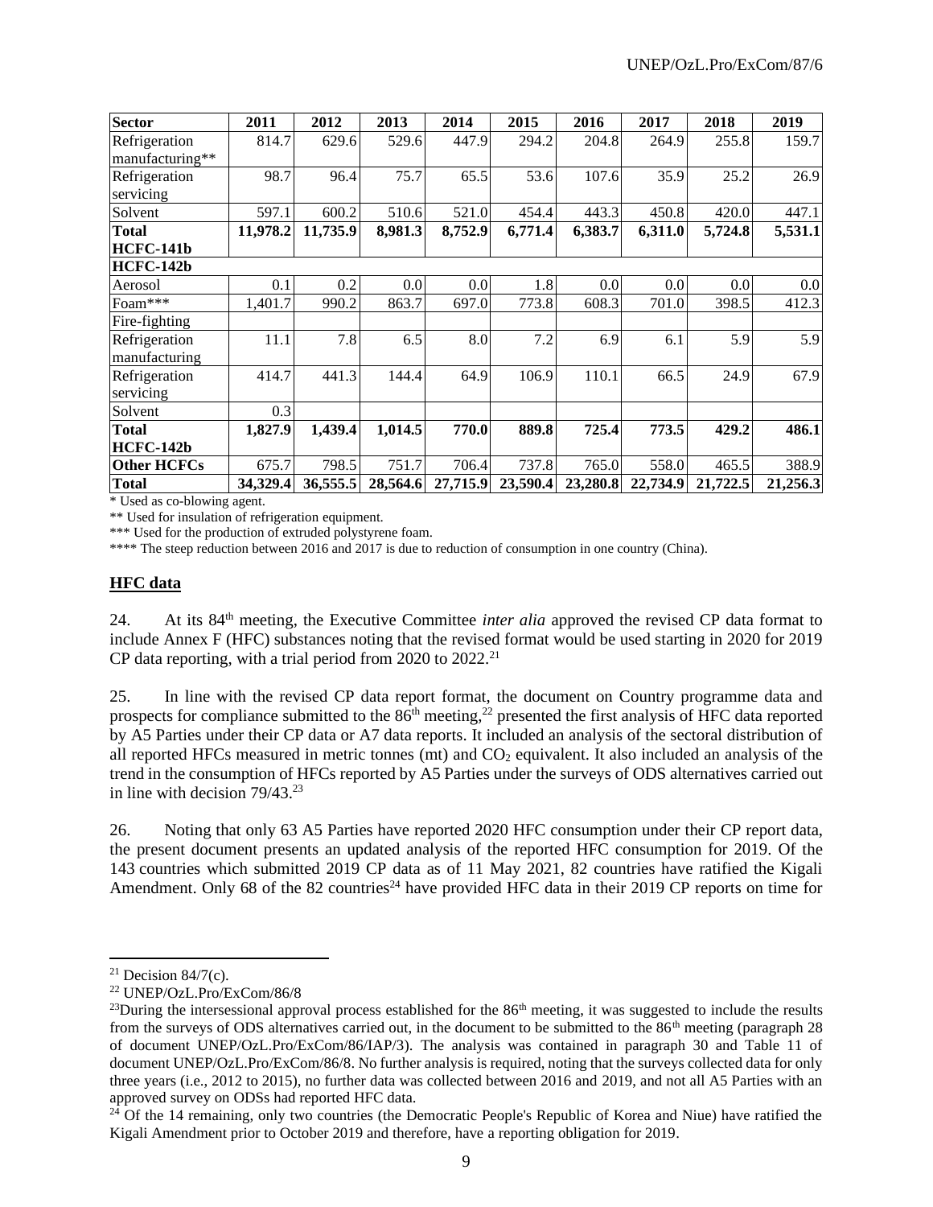| Sector | 2011 | 2012 | 2013 | 2014 | 2015 | 2016 | 2017 | 2018 | 2019 |
|---|---|---|---|---|---|---|---|---|---|
| Refrigeration manufacturing** | 814.7 | 629.6 | 529.6 | 447.9 | 294.2 | 204.8 | 264.9 | 255.8 | 159.7 |
| Refrigeration servicing | 98.7 | 96.4 | 75.7 | 65.5 | 53.6 | 107.6 | 35.9 | 25.2 | 26.9 |
| Solvent | 597.1 | 600.2 | 510.6 | 521.0 | 454.4 | 443.3 | 450.8 | 420.0 | 447.1 |
| **Total HCFC-141b** | **11,978.2** | **11,735.9** | **8,981.3** | **8,752.9** | **6,771.4** | **6,383.7** | **6,311.0** | **5,724.8** | **5,531.1** |
| **HCFC-142b** | | | | | | | | | |
| Aerosol | 0.1 | 0.2 | 0.0 | 0.0 | 1.8 | 0.0 | 0.0 | 0.0 | 0.0 |
| Foam*** | 1,401.7 | 990.2 | 863.7 | 697.0 | 773.8 | 608.3 | 701.0 | 398.5 | 412.3 |
| Fire-fighting | | | | | | | | | |
| Refrigeration manufacturing | 11.1 | 7.8 | 6.5 | 8.0 | 7.2 | 6.9 | 6.1 | 5.9 | 5.9 |
| Refrigeration servicing | 414.7 | 441.3 | 144.4 | 64.9 | 106.9 | 110.1 | 66.5 | 24.9 | 67.9 |
| Solvent | 0.3 | | | | | | | | |
| **Total HCFC-142b** | **1,827.9** | **1,439.4** | **1,014.5** | **770.0** | **889.8** | **725.4** | **773.5** | **429.2** | **486.1** |
| **Other HCFCs** | 675.7 | 798.5 | 751.7 | 706.4 | 737.8 | 765.0 | 558.0 | 465.5 | 388.9 |
| **Total** | **34,329.4** | **36,555.5** | **28,564.6** | **27,715.9** | **23,590.4** | **23,280.8** | **22,734.9** | **21,722.5** | **21,256.3** |

* Used as co-blowing agent.

** Used for insulation of refrigeration equipment.

*** Used for the production of extruded polystyrene foam.

**** The steep reduction between 2016 and 2017 is due to reduction of consumption in one country (China).

## HFC data

24. At its 84th meeting, the Executive Committee *inter alia* approved the revised CP data format to include Annex F (HFC) substances noting that the revised format would be used starting in 2020 for 2019 CP data reporting, with a trial period from 2020 to 2022.[21]

25. In line with the revised CP data report format, the document on Country programme data and prospects for compliance submitted to the 86th meeting,[22] presented the first analysis of HFC data reported by A5 Parties under their CP data or A7 data reports. It included an analysis of the sectoral distribution of all reported HFCs measured in metric tonnes (mt) and $CO_2$ equivalent. It also included an analysis of the trend in the consumption of HFCs reported by A5 Parties under the surveys of ODS alternatives carried out in line with decision 79/43.[23]

26. Noting that only 63 A5 Parties have reported 2020 HFC consumption under their CP report data, the present document presents an updated analysis of the reported HFC consumption for 2019. Of the 143 countries which submitted 2019 CP data as of 11 May 2021, 82 countries have ratified the Kigali Amendment. Only 68 of the 82 countries[24] have provided HFC data in their 2019 CP reports on time for

[21] Decision 84/7(c).

[22] UNEP/OzL.Pro/ExCom/86/8

[23] During the intersessional approval process established for the 86th meeting, it was suggested to include the results from the surveys of ODS alternatives carried out, in the document to be submitted to the 86th meeting (paragraph 28 of document UNEP/OzL.Pro/ExCom/86/IAP/3). The analysis was contained in paragraph 30 and Table 11 of document UNEP/OzL.Pro/ExCom/86/8. No further analysis is required, noting that the surveys collected data for only three years (i.e., 2012 to 2015), no further data was collected between 2016 and 2019, and not all A5 Parties with an approved survey on ODSs had reported HFC data.

[24] Of the 14 remaining, only two countries (the Democratic People's Republic of Korea and Niue) have ratified the Kigali Amendment prior to October 2019 and therefore, have a reporting obligation for 2019.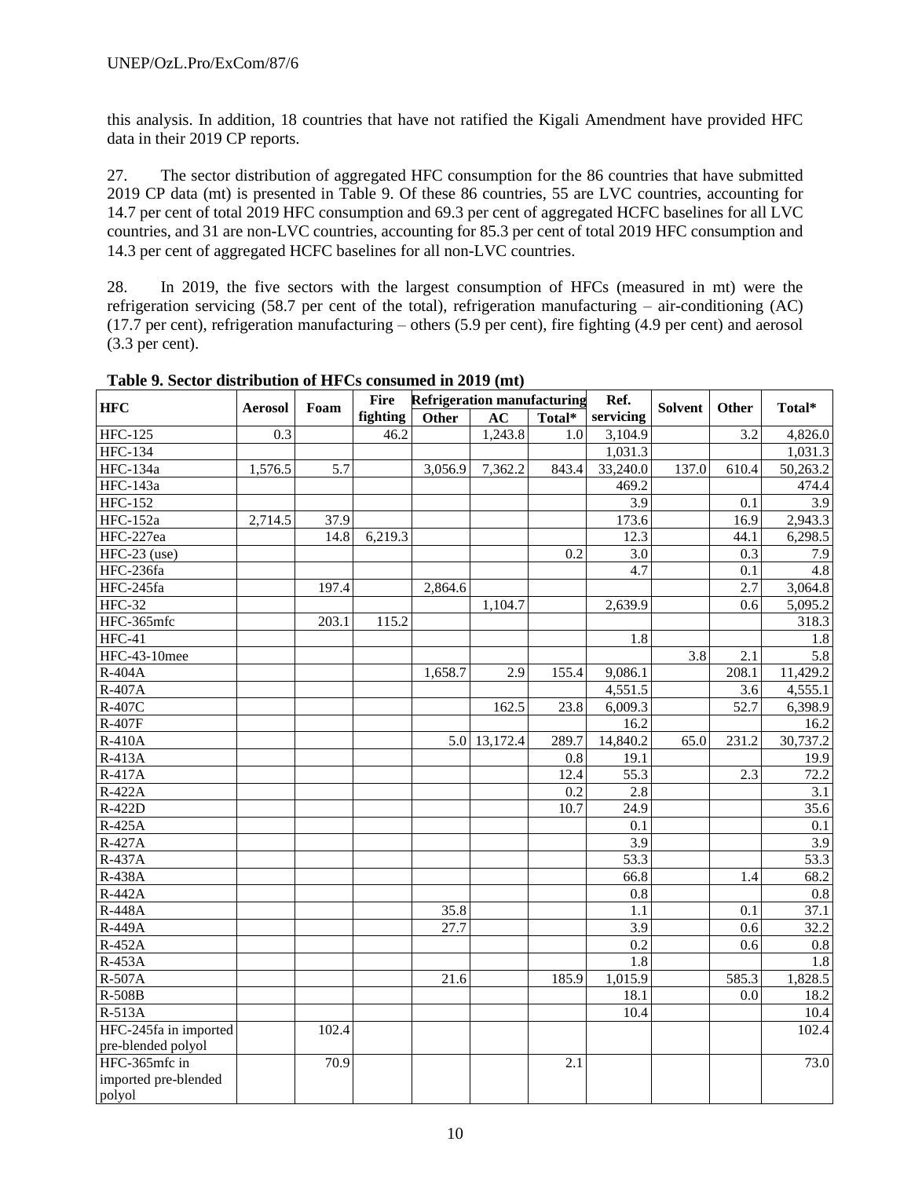this analysis. In addition, 18 countries that have not ratified the Kigali Amendment have provided HFC data in their 2019 CP reports.

27. The sector distribution of aggregated HFC consumption for the 86 countries that have submitted 2019 CP data (mt) is presented in Table 9. Of these 86 countries, 55 are LVC countries, accounting for 14.7 per cent of total 2019 HFC consumption and 69.3 per cent of aggregated HCFC baselines for all LVC countries, and 31 are non-LVC countries, accounting for 85.3 per cent of total 2019 HFC consumption and 14.3 per cent of aggregated HCFC baselines for all non-LVC countries.

28. In 2019, the five sectors with the largest consumption of HFCs (measured in mt) were the refrigeration servicing (58.7 per cent of the total), refrigeration manufacturing – air-conditioning (AC) (17.7 per cent), refrigeration manufacturing – others (5.9 per cent), fire fighting (4.9 per cent) and aerosol (3.3 per cent).

**Table 9. Sector distribution of HFCs consumed in 2019 (mt)**

| HFC | Aerosol | Foam | Fire fighting | Refrigeration manufacturing | | | Ref. servicing | Solvent | Other | Total* |
|---|---|---|---|---|---|---|---|---|---|---|
| | | | | Other | AC | Total* | | | | |
| HFC-125 | 0.3 | | 46.2 | | 1,243.8 | 1.0 | 3,104.9 | | 3.2 | 4,826.0 |
| HFC-134 | | | | | | | 1,031.3 | | | 1,031.3 |
| HFC-134a | 1,576.5 | 5.7 | | 3,056.9 | 7,362.2 | 843.4 | 33,240.0 | 137.0 | 610.4 | 50,263.2 |
| HFC-143a | | | | | | | 469.2 | | | 474.4 |
| HFC-152 | | | | | | | 3.9 | | 0.1 | 3.9 |
| HFC-152a | 2,714.5 | 37.9 | | | | | 173.6 | | 16.9 | 2,943.3 |
| HFC-227ea | | 14.8 | 6,219.3 | | | | 12.3 | | 44.1 | 6,298.5 |
| HFC-23 (use) | | | | | | 0.2 | 3.0 | | 0.3 | 7.9 |
| HFC-236fa | | | | | | | 4.7 | | 0.1 | 4.8 |
| HFC-245fa | | 197.4 | | 2,864.6 | | | | | 2.7 | 3,064.8 |
| HFC-32 | | | | | 1,104.7 | | 2,639.9 | | 0.6 | 5,095.2 |
| HFC-365mfc | | 203.1 | 115.2 | | | | | | | 318.3 |
| HFC-41 | | | | | | | 1.8 | | | 1.8 |
| HFC-43-10mee | | | | | | | | 3.8 | 2.1 | 5.8 |
| R-404A | | | | 1,658.7 | 2.9 | 155.4 | 9,086.1 | | 208.1 | 11,429.2 |
| R-407A | | | | | | | 4,551.5 | | 3.6 | 4,555.1 |
| R-407C | | | | | 162.5 | 23.8 | 6,009.3 | | 52.7 | 6,398.9 |
| R-407F | | | | | | | 16.2 | | | 16.2 |
| R-410A | | | | 5.0 | 13,172.4 | 289.7 | 14,840.2 | 65.0 | 231.2 | 30,737.2 |
| R-413A | | | | | | 0.8 | 19.1 | | | 19.9 |
| R-417A | | | | | | 12.4 | 55.3 | | 2.3 | 72.2 |
| R-422A | | | | | | 0.2 | 2.8 | | | 3.1 |
| R-422D | | | | | | 10.7 | 24.9 | | | 35.6 |
| R-425A | | | | | | | 0.1 | | | 0.1 |
| R-427A | | | | | | | 3.9 | | | 3.9 |
| R-437A | | | | | | | 53.3 | | | 53.3 |
| R-438A | | | | | | | 66.8 | | 1.4 | 68.2 |
| R-442A | | | | | | | 0.8 | | | 0.8 |
| R-448A | | | | 35.8 | | | 1.1 | | 0.1 | 37.1 |
| R-449A | | | | 27.7 | | | 3.9 | | 0.6 | 32.2 |
| R-452A | | | | | | | 0.2 | | 0.6 | 0.8 |
| R-453A | | | | | | | 1.8 | | | 1.8 |
| R-507A | | | | 21.6 | | 185.9 | 1,015.9 | | 585.3 | 1,828.5 |
| R-508B | | | | | | | 18.1 | | 0.0 | 18.2 |
| R-513A | | | | | | | 10.4 | | | 10.4 |
| HFC-245fa in imported pre-blended polyol | | 102.4 | | | | | | | | 102.4 |
| HFC-365mfc in imported pre-blended polyol | | 70.9 | | | | 2.1 | | | | 73.0 |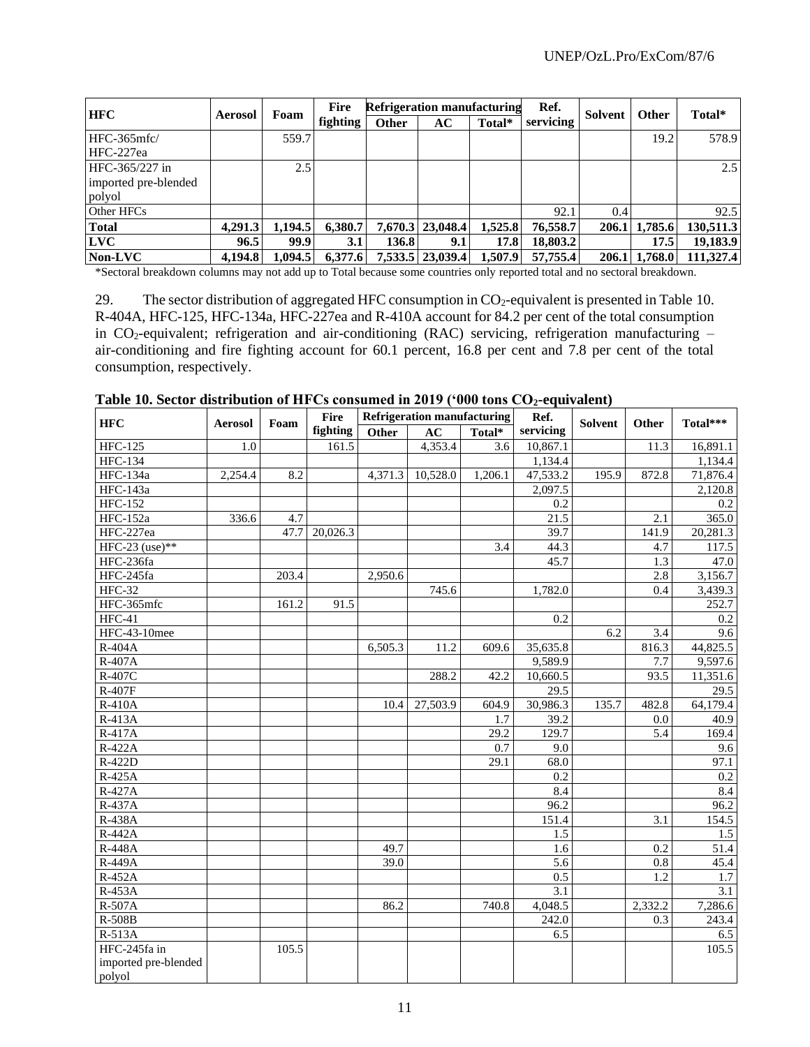| HFC | Aerosol | Foam | Fire fighting | Refrigeration manufacturing | | | Ref. servicing | Solvent | Other | Total* |
|---|---|---|---|---|---|---|---|---|---|---|
| | | | | Other | AC | Total* | | | | |
| HFC-365mfc/ HFC-227ea | | 559.7 | | | | | | | 19.2 | 578.9 |
| HFC-365/227 in imported pre-blended polyol | | 2.5 | | | | | | | | 2.5 |
| Other HFCs | | | | | | | 92.1 | 0.4 | | 92.5 |
| **Total** | **4,291.3** | **1,194.5** | **6,380.7** | **7,670.3** | **23,048.4** | **1,525.8** | **76,558.7** | **206.1** | **1,785.6** | **130,511.3** |
| **LVC** | **96.5** | **99.9** | **3.1** | **136.8** | **9.1** | **17.8** | **18,803.2** | | **17.5** | **19,183.9** |
| **Non-LVC** | **4,194.8** | **1,094.5** | **6,377.6** | **7,533.5** | **23,039.4** | **1,507.9** | **57,755.4** | **206.1** | **1,768.0** | **111,327.4** |

*Sectoral breakdown columns may not add up to Total because some countries only reported total and no sectoral breakdown.

29. The sector distribution of aggregated HFC consumption in $CO_2$-equivalent is presented in Table 10. R-404A, HFC-125, HFC-134a, HFC-227ea and R-410A account for 84.2 per cent of the total consumption in $CO_2$-equivalent; refrigeration and air-conditioning (RAC) servicing, refrigeration manufacturing – air-conditioning and fire fighting account for 60.1 percent, 16.8 per cent and 7.8 per cent of the total consumption, respectively.

**Table 10. Sector distribution of HFCs consumed in 2019 ('000 tons $CO_2$-equivalent)**

| HFC | Aerosol | Foam | Fire fighting | Refrigeration manufacturing | | | Ref. servicing | Solvent | Other | Total*** |
|---|---|---|---|---|---|---|---|---|---|---|
| | | | | Other | AC | Total* | | | | |
| HFC-125 | 1.0 | | 161.5 | | 4,353.4 | 3.6 | 10,867.1 | | 11.3 | 16,891.1 |
| HFC-134 | | | | | | | 1,134.4 | | | 1,134.4 |
| HFC-134a | 2,254.4 | 8.2 | | 4,371.3 | 10,528.0 | 1,206.1 | 47,533.2 | 195.9 | 872.8 | 71,876.4 |
| HFC-143a | | | | | | | 2,097.5 | | | 2,120.8 |
| HFC-152 | | | | | | | 0.2 | | | 0.2 |
| HFC-152a | 336.6 | 4.7 | | | | | 21.5 | | 2.1 | 365.0 |
| HFC-227ea | | 47.7 | 20,026.3 | | | | 39.7 | | 141.9 | 20,281.3 |
| HFC-23 (use)** | | | | | | 3.4 | 44.3 | | 4.7 | 117.5 |
| HFC-236fa | | | | | | | 45.7 | | 1.3 | 47.0 |
| HFC-245fa | | 203.4 | | 2,950.6 | | | | | 2.8 | 3,156.7 |
| HFC-32 | | | | | 745.6 | | 1,782.0 | | 0.4 | 3,439.3 |
| HFC-365mfc | | 161.2 | 91.5 | | | | | | | 252.7 |
| HFC-41 | | | | | | | 0.2 | | | 0.2 |
| HFC-43-10mee | | | | | | | | 6.2 | 3.4 | 9.6 |
| R-404A | | | | 6,505.3 | 11.2 | 609.6 | 35,635.8 | | 816.3 | 44,825.5 |
| R-407A | | | | | | | 9,589.9 | | 7.7 | 9,597.6 |
| R-407C | | | | | 288.2 | 42.2 | 10,660.5 | | 93.5 | 11,351.6 |
| R-407F | | | | | | | 29.5 | | | 29.5 |
| R-410A | | | | 10.4 | 27,503.9 | 604.9 | 30,986.3 | 135.7 | 482.8 | 64,179.4 |
| R-413A | | | | | | 1.7 | 39.2 | | 0.0 | 40.9 |
| R-417A | | | | | | 29.2 | 129.7 | | 5.4 | 169.4 |
| R-422A | | | | | | 0.7 | 9.0 | | | 9.6 |
| R-422D | | | | | | 29.1 | 68.0 | | | 97.1 |
| R-425A | | | | | | | 0.2 | | | 0.2 |
| R-427A | | | | | | | 8.4 | | | 8.4 |
| R-437A | | | | | | | 96.2 | | | 96.2 |
| R-438A | | | | | | | 151.4 | | 3.1 | 154.5 |
| R-442A | | | | | | | 1.5 | | | 1.5 |
| R-448A | | | | 49.7 | | | 1.6 | | 0.2 | 51.4 |
| R-449A | | | | 39.0 | | | 5.6 | | 0.8 | 45.4 |
| R-452A | | | | | | | 0.5 | | 1.2 | 1.7 |
| R-453A | | | | | | | 3.1 | | | 3.1 |
| R-507A | | | | 86.2 | | 740.8 | 4,048.5 | | 2,332.2 | 7,286.6 |
| R-508B | | | | | | | 242.0 | | 0.3 | 243.4 |
| R-513A | | | | | | | 6.5 | | | 6.5 |
| HFC-245fa in imported pre-blended polyol | | 105.5 | | | | | | | | 105.5 |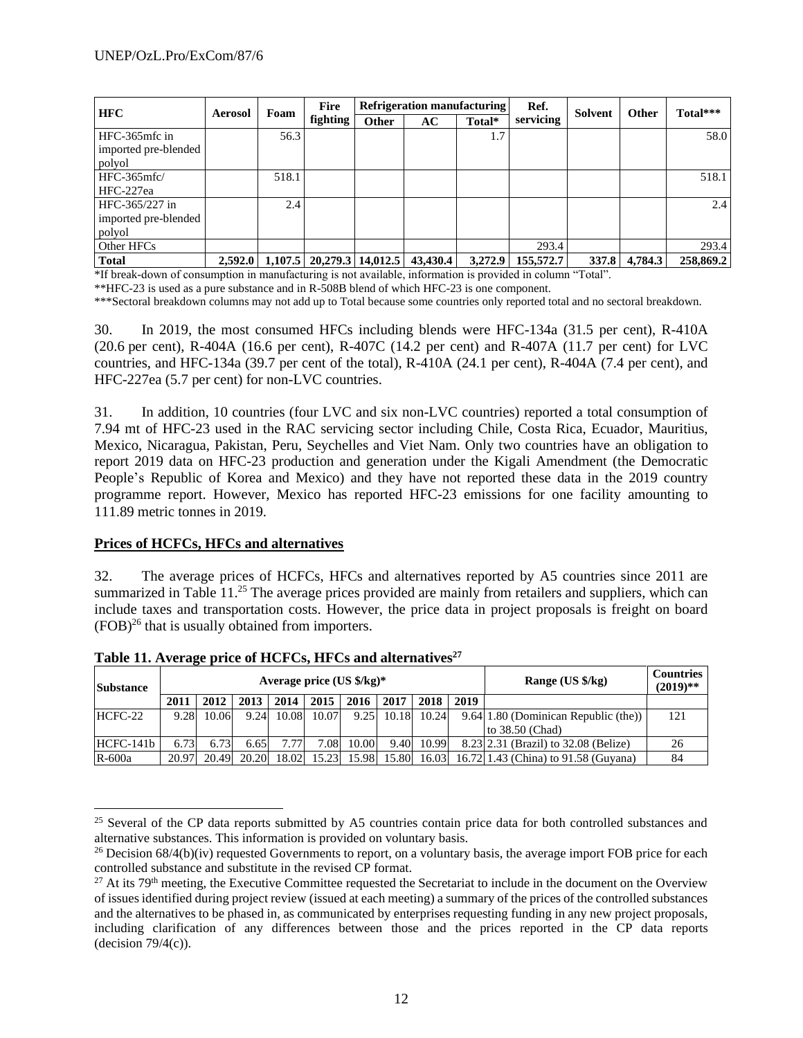| HFC | Aerosol | Foam | Fire fighting | Refrigeration manufacturing | | | Ref. servicing | Solvent | Other | Total*** |
|---|---|---|---|---|---|---|---|---|---|---|
| | | | | Other | AC | Total* | | | | |
| HFC-365mfc in imported pre-blended polyol | | 56.3 | | | | 1.7 | | | | 58.0 |
| HFC-365mfc/ HFC-227ea | | 518.1 | | | | | | | | 518.1 |
| HFC-365/227 in imported pre-blended polyol | | 2.4 | | | | | | | | 2.4 |
| Other HFCs | | | | | | | 293.4 | | | 293.4 |
| **Total** | **2,592.0** | **1,107.5** | **20,279.3** | **14,012.5** | **43,430.4** | **3,272.9** | **155,572.7** | **337.8** | **4,784.3** | **258,869.2** |

*If break-down of consumption in manufacturing is not available, information is provided in column "Total".
**HFC-23 is used as a pure substance and in R-508B blend of which HFC-23 is one component.
***Sectoral breakdown columns may not add up to Total because some countries only reported total and no sectoral breakdown.

30. In 2019, the most consumed HFCs including blends were HFC-134a (31.5 per cent), R-410A (20.6 per cent), R-404A (16.6 per cent), R-407C (14.2 per cent) and R-407A (11.7 per cent) for LVC countries, and HFC-134a (39.7 per cent of the total), R-410A (24.1 per cent), R-404A (7.4 per cent), and HFC-227ea (5.7 per cent) for non-LVC countries.

31. In addition, 10 countries (four LVC and six non-LVC countries) reported a total consumption of 7.94 mt of HFC-23 used in the RAC servicing sector including Chile, Costa Rica, Ecuador, Mauritius, Mexico, Nicaragua, Pakistan, Peru, Seychelles and Viet Nam. Only two countries have an obligation to report 2019 data on HFC-23 production and generation under the Kigali Amendment (the Democratic People's Republic of Korea and Mexico) and they have not reported these data in the 2019 country programme report. However, Mexico has reported HFC-23 emissions for one facility amounting to 111.89 metric tonnes in 2019.

## Prices of HCFCs, HFCs and alternatives

32. The average prices of HCFCs, HFCs and alternatives reported by A5 countries since 2011 are summarized in Table 11.[25] The average prices provided are mainly from retailers and suppliers, which can include taxes and transportation costs. However, the price data in project proposals is freight on board (FOB)[26] that is usually obtained from importers.

**Table 11. Average price of HCFCs, HFCs and alternatives[27]**

| Substance | Average price (US $/kg)* | | | | | | | | | Range (US $/kg) | Countries (2019)** |
|---|---|---|---|---|---|---|---|---|---|---|---|
| | 2011 | 2012 | 2013 | 2014 | 2015 | 2016 | 2017 | 2018 | 2019 | | |
| HCFC-22 | 9.28 | 10.06 | 9.24 | 10.08 | 10.07 | 9.25 | 10.18 | 10.24 | 9.64 | 1.80 (Dominican Republic (the)) to 38.50 (Chad) | 121 |
| HCFC-141b | 6.73 | 6.73 | 6.65 | 7.77 | 7.08 | 10.00 | 9.40 | 10.99 | 8.23 | 2.31 (Brazil) to 32.08 (Belize) | 26 |
| R-600a | 20.97 | 20.49 | 20.20 | 18.02 | 15.23 | 15.98 | 15.80 | 16.03 | 16.72 | 1.43 (China) to 91.58 (Guyana) | 84 |

[25] Several of the CP data reports submitted by A5 countries contain price data for both controlled substances and alternative substances. This information is provided on voluntary basis.

[26] Decision 68/4(b)(iv) requested Governments to report, on a voluntary basis, the average import FOB price for each controlled substance and substitute in the revised CP format.

[27] At its 79th meeting, the Executive Committee requested the Secretariat to include in the document on the Overview of issues identified during project review (issued at each meeting) a summary of the prices of the controlled substances and the alternatives to be phased in, as communicated by enterprises requesting funding in any new project proposals, including clarification of any differences between those and the prices reported in the CP data reports (decision 79/4(c)).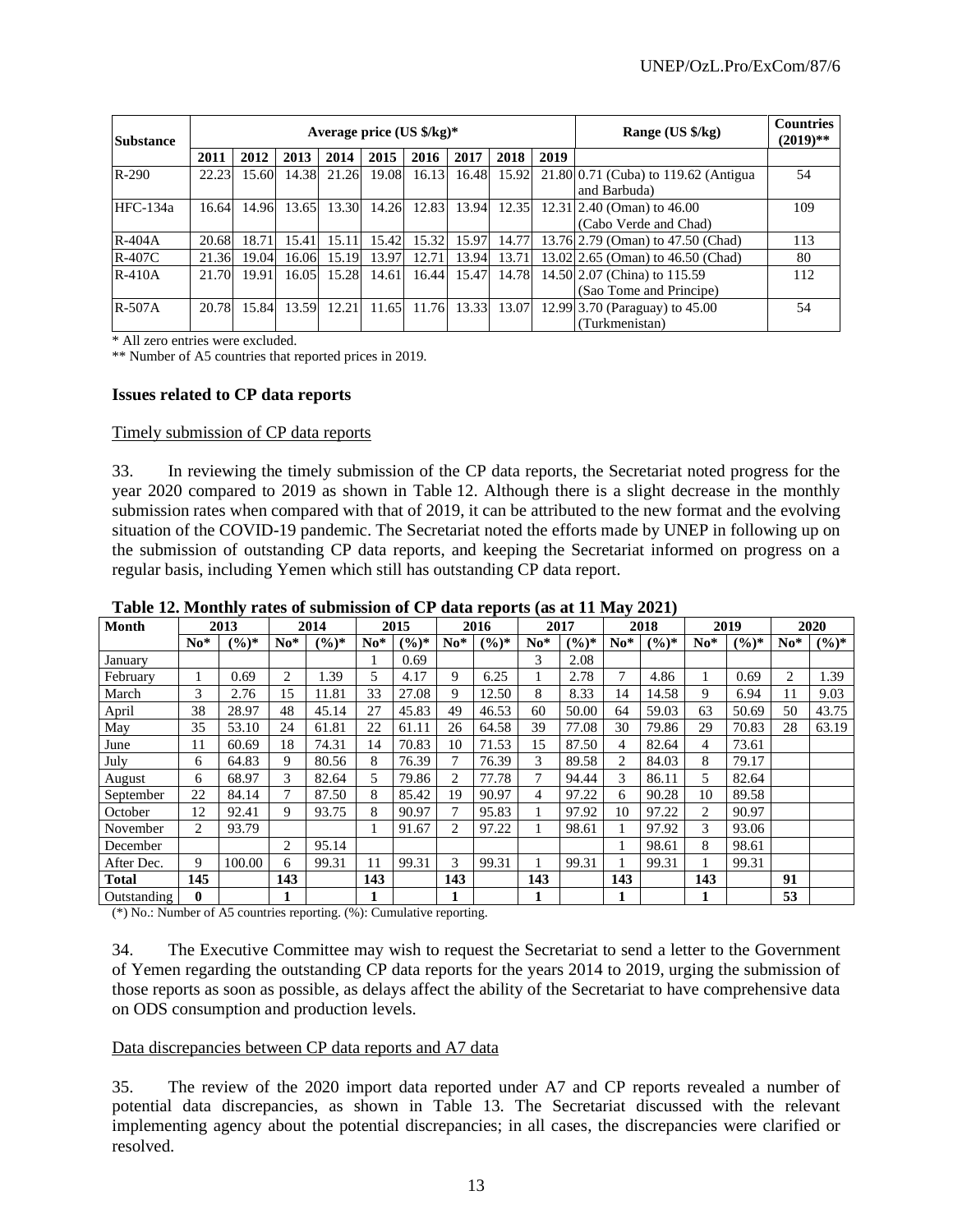| Substance | Average price (US $/kg)* | | | | | | | | | Range (US $/kg) | Countries (2019)** |
|---|---|---|---|---|---|---|---|---|---|---|---|
| | 2011 | 2012 | 2013 | 2014 | 2015 | 2016 | 2017 | 2018 | 2019 | | |
| R-290 | 22.23 | 15.60 | 14.38 | 21.26 | 19.08 | 16.13 | 16.48 | 15.92 | 21.80 | 0.71 (Cuba) to 119.62 (Antigua and Barbuda) | 54 |
| HFC-134a | 16.64 | 14.96 | 13.65 | 13.30 | 14.26 | 12.83 | 13.94 | 12.35 | 12.31 | 2.40 (Oman) to 46.00 (Cabo Verde and Chad) | 109 |
| R-404A | 20.68 | 18.71 | 15.41 | 15.11 | 15.42 | 15.32 | 15.97 | 14.77 | 13.76 | 2.79 (Oman) to 47.50 (Chad) | 113 |
| R-407C | 21.36 | 19.04 | 16.06 | 15.19 | 13.97 | 12.71 | 13.94 | 13.71 | 13.02 | 2.65 (Oman) to 46.50 (Chad) | 80 |
| R-410A | 21.70 | 19.91 | 16.05 | 15.28 | 14.61 | 16.44 | 15.47 | 14.78 | 14.50 | 2.07 (China) to 115.59 (Sao Tome and Principe) | 112 |
| R-507A | 20.78 | 15.84 | 13.59 | 12.21 | 11.65 | 11.76 | 13.33 | 13.07 | 12.99 | 3.70 (Paraguay) to 45.00 (Turkmenistan) | 54 |

\* All zero entries were excluded.
** Number of A5 countries that reported prices in 2019.

### Issues related to CP data reports

Timely submission of CP data reports

33. In reviewing the timely submission of the CP data reports, the Secretariat noted progress for the year 2020 compared to 2019 as shown in Table 12. Although there is a slight decrease in the monthly submission rates when compared with that of 2019, it can be attributed to the new format and the evolving situation of the COVID-19 pandemic. The Secretariat noted the efforts made by UNEP in following up on the submission of outstanding CP data reports, and keeping the Secretariat informed on progress on a regular basis, including Yemen which still has outstanding CP data report.

**Table 12. Monthly rates of submission of CP data reports (as at 11 May 2021)**

| Month | 2013 | | 2014 | | 2015 | | 2016 | | 2017 | | 2018 | | 2019 | | 2020 | |
|---|---|---|---|---|---|---|---|---|---|---|---|---|---|---|---|---|
| | No* | (%)* | No* | (%)* | No* | (%)* | No* | (%)* | No* | (%)* | No* | (%)* | No* | (%)* | No* | (%)* |
| January | | | | | 1 | 0.69 | | | 3 | 2.08 | | | | | | |
| February | 1 | 0.69 | 2 | 1.39 | 5 | 4.17 | 9 | 6.25 | 1 | 2.78 | 7 | 4.86 | 1 | 0.69 | 2 | 1.39 |
| March | 3 | 2.76 | 15 | 11.81 | 33 | 27.08 | 9 | 12.50 | 8 | 8.33 | 14 | 14.58 | 9 | 6.94 | 11 | 9.03 |
| April | 38 | 28.97 | 48 | 45.14 | 27 | 45.83 | 49 | 46.53 | 60 | 50.00 | 64 | 59.03 | 63 | 50.69 | 50 | 43.75 |
| May | 35 | 53.10 | 24 | 61.81 | 22 | 61.11 | 26 | 64.58 | 39 | 77.08 | 30 | 79.86 | 29 | 70.83 | 28 | 63.19 |
| June | 11 | 60.69 | 18 | 74.31 | 14 | 70.83 | 10 | 71.53 | 15 | 87.50 | 4 | 82.64 | 4 | 73.61 | | |
| July | 6 | 64.83 | 9 | 80.56 | 8 | 76.39 | 7 | 76.39 | 3 | 89.58 | 2 | 84.03 | 8 | 79.17 | | |
| August | 6 | 68.97 | 3 | 82.64 | 5 | 79.86 | 2 | 77.78 | 7 | 94.44 | 3 | 86.11 | 5 | 82.64 | | |
| September | 22 | 84.14 | 7 | 87.50 | 8 | 85.42 | 19 | 90.97 | 4 | 97.22 | 6 | 90.28 | 10 | 89.58 | | |
| October | 12 | 92.41 | 9 | 93.75 | 8 | 90.97 | 7 | 95.83 | 1 | 97.92 | 10 | 97.22 | 2 | 90.97 | | |
| November | 2 | 93.79 | | | 1 | 91.67 | 2 | 97.22 | 1 | 98.61 | 1 | 97.92 | 3 | 93.06 | | |
| December | | | 2 | 95.14 | | | | | | | 1 | 98.61 | 8 | 98.61 | | |
| After Dec. | 9 | 100.00 | 6 | 99.31 | 11 | 99.31 | 3 | 99.31 | 1 | 99.31 | 1 | 99.31 | 1 | 99.31 | | |
| **Total** | **145** | | **143** | | **143** | | **143** | | **143** | | **143** | | **143** | | **91** | |
| Outstanding | **0** | | **1** | | **1** | | **1** | | **1** | | **1** | | **1** | | **53** | |

(*) No.: Number of A5 countries reporting. (%): Cumulative reporting.

34. The Executive Committee may wish to request the Secretariat to send a letter to the Government of Yemen regarding the outstanding CP data reports for the years 2014 to 2019, urging the submission of those reports as soon as possible, as delays affect the ability of the Secretariat to have comprehensive data on ODS consumption and production levels.

Data discrepancies between CP data reports and A7 data

35. The review of the 2020 import data reported under A7 and CP reports revealed a number of potential data discrepancies, as shown in Table 13. The Secretariat discussed with the relevant implementing agency about the potential discrepancies; in all cases, the discrepancies were clarified or resolved.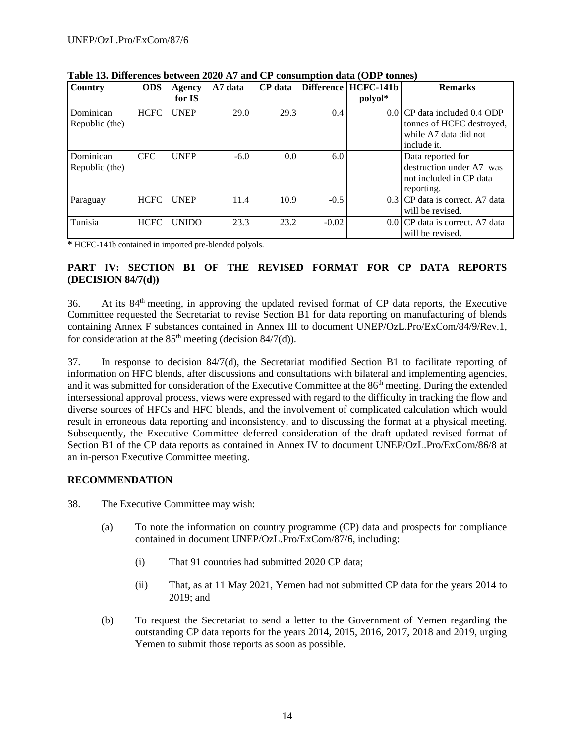**Table 13. Differences between 2020 A7 and CP consumption data (ODP tonnes)**

| Country | ODS | Agency for IS | A7 data | CP data | Difference | HCFC-141b polyol* | Remarks |
|---|---|---|---|---|---|---|---|
| Dominican Republic (the) | HCFC | UNEP | 29.0 | 29.3 | 0.4 | 0.0 | CP data included 0.4 ODP tonnes of HCFC destroyed, while A7 data did not include it. |
| Dominican Republic (the) | CFC | UNEP | -6.0 | 0.0 | 6.0 | | Data reported for destruction under A7 was not included in CP data reporting. |
| Paraguay | HCFC | UNEP | 11.4 | 10.9 | -0.5 | 0.3 | CP data is correct. A7 data will be revised. |
| Tunisia | HCFC | UNIDO | 23.3 | 23.2 | -0.02 | 0.0 | CP data is correct. A7 data will be revised. |

**\*** HCFC-141b contained in imported pre-blended polyols.

## PART IV: SECTION B1 OF THE REVISED FORMAT FOR CP DATA REPORTS (DECISION 84/7(d))

36. At its 84th meeting, in approving the updated revised format of CP data reports, the Executive Committee requested the Secretariat to revise Section B1 for data reporting on manufacturing of blends containing Annex F substances contained in Annex III to document UNEP/OzL.Pro/ExCom/84/9/Rev.1, for consideration at the 85th meeting (decision 84/7(d)).

37. In response to decision 84/7(d), the Secretariat modified Section B1 to facilitate reporting of information on HFC blends, after discussions and consultations with bilateral and implementing agencies, and it was submitted for consideration of the Executive Committee at the 86th meeting. During the extended intersessional approval process, views were expressed with regard to the difficulty in tracking the flow and diverse sources of HFCs and HFC blends, and the involvement of complicated calculation which would result in erroneous data reporting and inconsistency, and to discussing the format at a physical meeting. Subsequently, the Executive Committee deferred consideration of the draft updated revised format of Section B1 of the CP data reports as contained in Annex IV to document UNEP/OzL.Pro/ExCom/86/8 at an in-person Executive Committee meeting.

## RECOMMENDATION

38. The Executive Committee may wish:

(a) To note the information on country programme (CP) data and prospects for compliance contained in document UNEP/OzL.Pro/ExCom/87/6, including:

(i) That 91 countries had submitted 2020 CP data;

(ii) That, as at 11 May 2021, Yemen had not submitted CP data for the years 2014 to 2019; and

(b) To request the Secretariat to send a letter to the Government of Yemen regarding the outstanding CP data reports for the years 2014, 2015, 2016, 2017, 2018 and 2019, urging Yemen to submit those reports as soon as possible.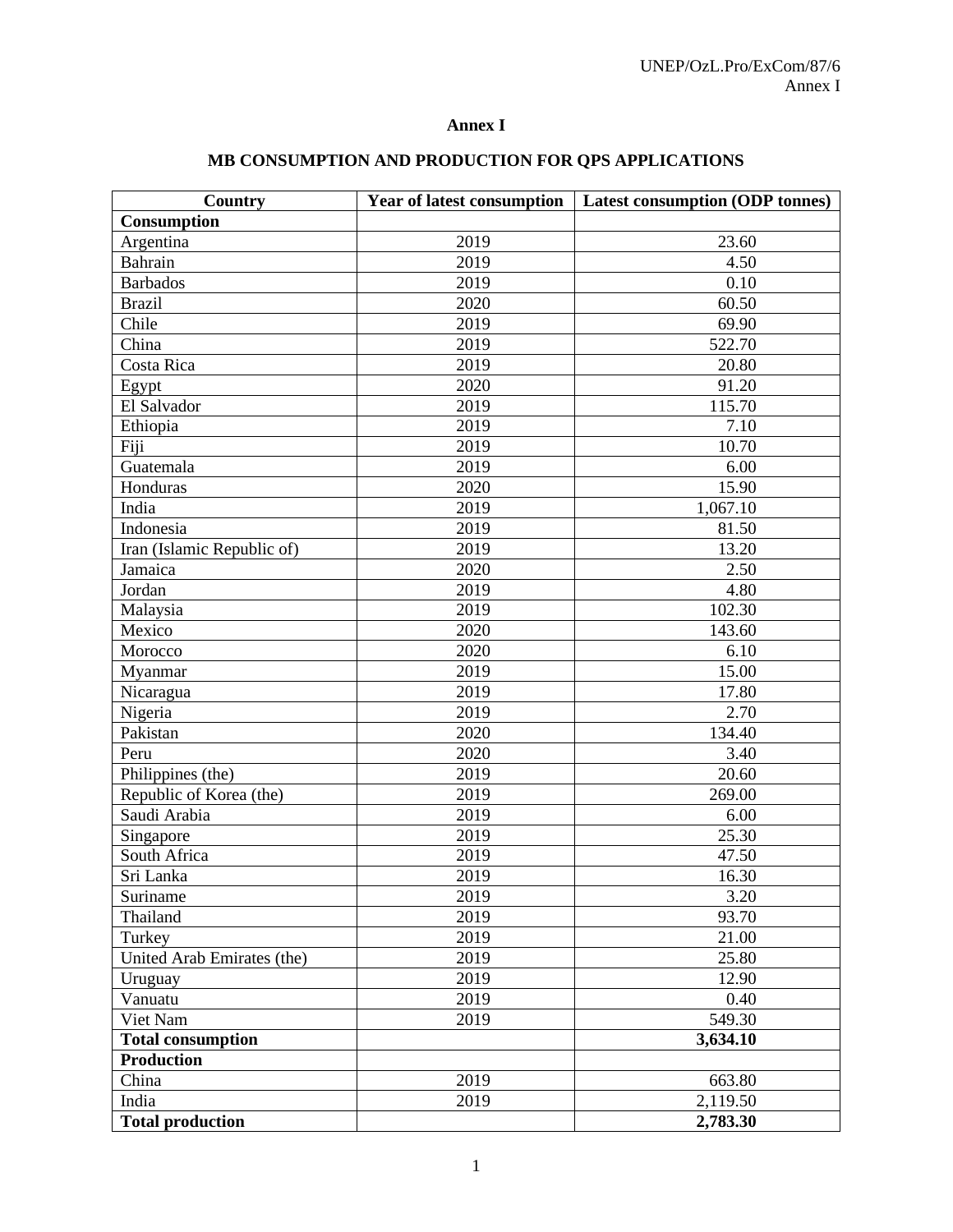# Annex I

## MB CONSUMPTION AND PRODUCTION FOR QPS APPLICATIONS

| Country | Year of latest consumption | Latest consumption (ODP tonnes) |
|---|---|---|
| **Consumption** | | |
| Argentina | 2019 | 23.60 |
| Bahrain | 2019 | 4.50 |
| Barbados | 2019 | 0.10 |
| Brazil | 2020 | 60.50 |
| Chile | 2019 | 69.90 |
| China | 2019 | 522.70 |
| Costa Rica | 2019 | 20.80 |
| Egypt | 2020 | 91.20 |
| El Salvador | 2019 | 115.70 |
| Ethiopia | 2019 | 7.10 |
| Fiji | 2019 | 10.70 |
| Guatemala | 2019 | 6.00 |
| Honduras | 2020 | 15.90 |
| India | 2019 | 1,067.10 |
| Indonesia | 2019 | 81.50 |
| Iran (Islamic Republic of) | 2019 | 13.20 |
| Jamaica | 2020 | 2.50 |
| Jordan | 2019 | 4.80 |
| Malaysia | 2019 | 102.30 |
| Mexico | 2020 | 143.60 |
| Morocco | 2020 | 6.10 |
| Myanmar | 2019 | 15.00 |
| Nicaragua | 2019 | 17.80 |
| Nigeria | 2019 | 2.70 |
| Pakistan | 2020 | 134.40 |
| Peru | 2020 | 3.40 |
| Philippines (the) | 2019 | 20.60 |
| Republic of Korea (the) | 2019 | 269.00 |
| Saudi Arabia | 2019 | 6.00 |
| Singapore | 2019 | 25.30 |
| South Africa | 2019 | 47.50 |
| Sri Lanka | 2019 | 16.30 |
| Suriname | 2019 | 3.20 |
| Thailand | 2019 | 93.70 |
| Turkey | 2019 | 21.00 |
| United Arab Emirates (the) | 2019 | 25.80 |
| Uruguay | 2019 | 12.90 |
| Vanuatu | 2019 | 0.40 |
| Viet Nam | 2019 | 549.30 |
| **Total consumption** | | **3,634.10** |
| **Production** | | |
| China | 2019 | 663.80 |
| India | 2019 | 2,119.50 |
| **Total production** | | **2,783.30** |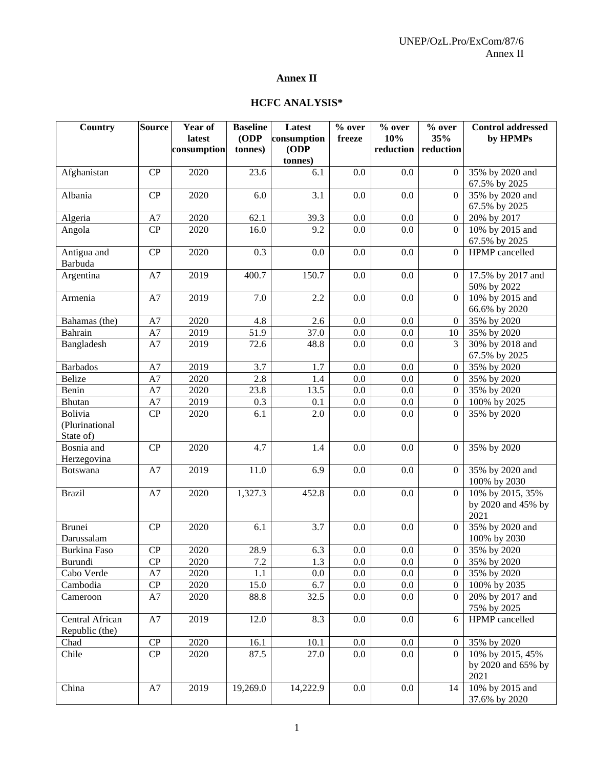# Annex II

## HCFC ANALYSIS*

| Country | Source | Year of latest consumption | Baseline (ODP tonnes) | Latest consumption (ODP tonnes) | % over freeze | % over 10% reduction | % over 35% reduction | Control addressed by HPMPs |
|---|---|---|---|---|---|---|---|---|
| Afghanistan | CP | 2020 | 23.6 | 6.1 | 0.0 | 0.0 | 0 | 35% by 2020 and 67.5% by 2025 |
| Albania | CP | 2020 | 6.0 | 3.1 | 0.0 | 0.0 | 0 | 35% by 2020 and 67.5% by 2025 |
| Algeria | A7 | 2020 | 62.1 | 39.3 | 0.0 | 0.0 | 0 | 20% by 2017 |
| Angola | CP | 2020 | 16.0 | 9.2 | 0.0 | 0.0 | 0 | 10% by 2015 and 67.5% by 2025 |
| Antigua and Barbuda | CP | 2020 | 0.3 | 0.0 | 0.0 | 0.0 | 0 | HPMP cancelled |
| Argentina | A7 | 2019 | 400.7 | 150.7 | 0.0 | 0.0 | 0 | 17.5% by 2017 and 50% by 2022 |
| Armenia | A7 | 2019 | 7.0 | 2.2 | 0.0 | 0.0 | 0 | 10% by 2015 and 66.6% by 2020 |
| Bahamas (the) | A7 | 2020 | 4.8 | 2.6 | 0.0 | 0.0 | 0 | 35% by 2020 |
| Bahrain | A7 | 2019 | 51.9 | 37.0 | 0.0 | 0.0 | 10 | 35% by 2020 |
| Bangladesh | A7 | 2019 | 72.6 | 48.8 | 0.0 | 0.0 | 3 | 30% by 2018 and 67.5% by 2025 |
| Barbados | A7 | 2019 | 3.7 | 1.7 | 0.0 | 0.0 | 0 | 35% by 2020 |
| Belize | A7 | 2020 | 2.8 | 1.4 | 0.0 | 0.0 | 0 | 35% by 2020 |
| Benin | A7 | 2020 | 23.8 | 13.5 | 0.0 | 0.0 | 0 | 35% by 2020 |
| Bhutan | A7 | 2019 | 0.3 | 0.1 | 0.0 | 0.0 | 0 | 100% by 2025 |
| Bolivia (Plurinational State of) | CP | 2020 | 6.1 | 2.0 | 0.0 | 0.0 | 0 | 35% by 2020 |
| Bosnia and Herzegovina | CP | 2020 | 4.7 | 1.4 | 0.0 | 0.0 | 0 | 35% by 2020 |
| Botswana | A7 | 2019 | 11.0 | 6.9 | 0.0 | 0.0 | 0 | 35% by 2020 and 100% by 2030 |
| Brazil | A7 | 2020 | 1,327.3 | 452.8 | 0.0 | 0.0 | 0 | 10% by 2015, 35% by 2020 and 45% by 2021 |
| Brunei Darussalam | CP | 2020 | 6.1 | 3.7 | 0.0 | 0.0 | 0 | 35% by 2020 and 100% by 2030 |
| Burkina Faso | CP | 2020 | 28.9 | 6.3 | 0.0 | 0.0 | 0 | 35% by 2020 |
| Burundi | CP | 2020 | 7.2 | 1.3 | 0.0 | 0.0 | 0 | 35% by 2020 |
| Cabo Verde | A7 | 2020 | 1.1 | 0.0 | 0.0 | 0.0 | 0 | 35% by 2020 |
| Cambodia | CP | 2020 | 15.0 | 6.7 | 0.0 | 0.0 | 0 | 100% by 2035 |
| Cameroon | A7 | 2020 | 88.8 | 32.5 | 0.0 | 0.0 | 0 | 20% by 2017 and 75% by 2025 |
| Central African Republic (the) | A7 | 2019 | 12.0 | 8.3 | 0.0 | 0.0 | 6 | HPMP cancelled |
| Chad | CP | 2020 | 16.1 | 10.1 | 0.0 | 0.0 | 0 | 35% by 2020 |
| Chile | CP | 2020 | 87.5 | 27.0 | 0.0 | 0.0 | 0 | 10% by 2015, 45% by 2020 and 65% by 2021 |
| China | A7 | 2019 | 19,269.0 | 14,222.9 | 0.0 | 0.0 | 14 | 10% by 2015 and 37.6% by 2020 |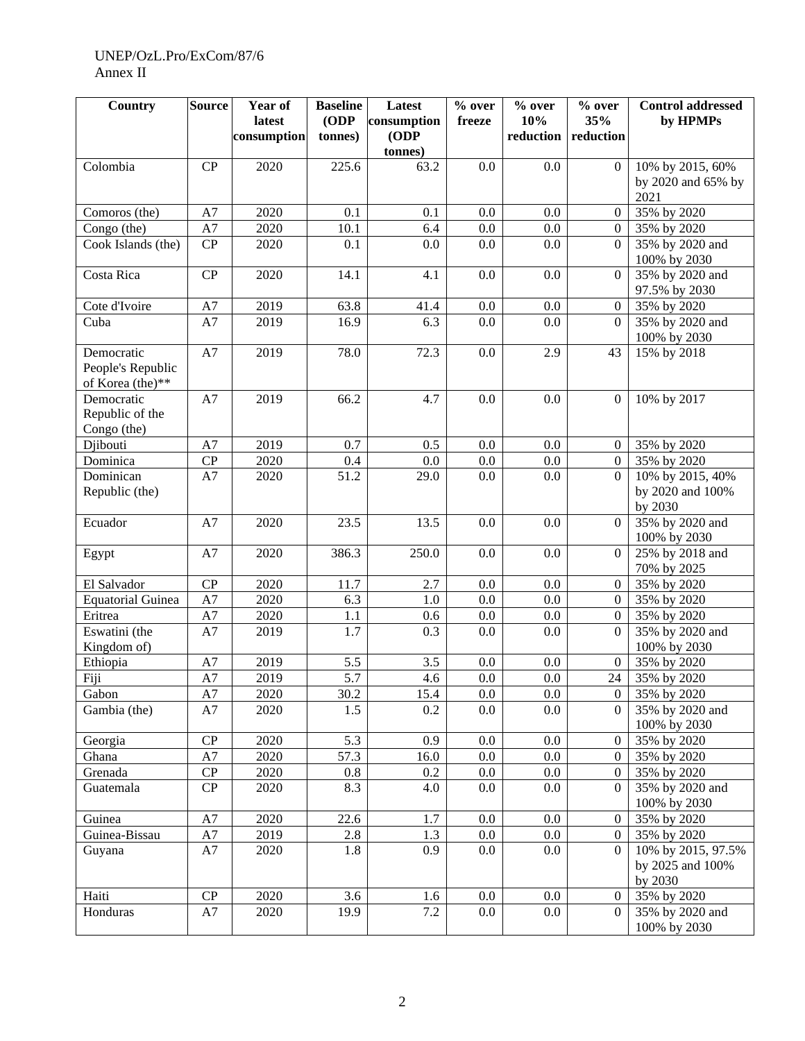| Country | Source | Year of latest consumption | Baseline (ODP tonnes) | Latest consumption (ODP tonnes) | % over freeze | % over 10% reduction | % over 35% reduction | Control addressed by HPMPs |
|---|---|---|---|---|---|---|---|---|
| Colombia | CP | 2020 | 225.6 | 63.2 | 0.0 | 0.0 | 0 | 10% by 2015, 60% by 2020 and 65% by 2021 |
| Comoros (the) | A7 | 2020 | 0.1 | 0.1 | 0.0 | 0.0 | 0 | 35% by 2020 |
| Congo (the) | A7 | 2020 | 10.1 | 6.4 | 0.0 | 0.0 | 0 | 35% by 2020 |
| Cook Islands (the) | CP | 2020 | 0.1 | 0.0 | 0.0 | 0.0 | 0 | 35% by 2020 and 100% by 2030 |
| Costa Rica | CP | 2020 | 14.1 | 4.1 | 0.0 | 0.0 | 0 | 35% by 2020 and 97.5% by 2030 |
| Cote d'Ivoire | A7 | 2019 | 63.8 | 41.4 | 0.0 | 0.0 | 0 | 35% by 2020 |
| Cuba | A7 | 2019 | 16.9 | 6.3 | 0.0 | 0.0 | 0 | 35% by 2020 and 100% by 2030 |
| Democratic People's Republic of Korea (the)** | A7 | 2019 | 78.0 | 72.3 | 0.0 | 2.9 | 43 | 15% by 2018 |
| Democratic Republic of the Congo (the) | A7 | 2019 | 66.2 | 4.7 | 0.0 | 0.0 | 0 | 10% by 2017 |
| Djibouti | A7 | 2019 | 0.7 | 0.5 | 0.0 | 0.0 | 0 | 35% by 2020 |
| Dominica | CP | 2020 | 0.4 | 0.0 | 0.0 | 0.0 | 0 | 35% by 2020 |
| Dominican Republic (the) | A7 | 2020 | 51.2 | 29.0 | 0.0 | 0.0 | 0 | 10% by 2015, 40% by 2020 and 100% by 2030 |
| Ecuador | A7 | 2020 | 23.5 | 13.5 | 0.0 | 0.0 | 0 | 35% by 2020 and 100% by 2030 |
| Egypt | A7 | 2020 | 386.3 | 250.0 | 0.0 | 0.0 | 0 | 25% by 2018 and 70% by 2025 |
| El Salvador | CP | 2020 | 11.7 | 2.7 | 0.0 | 0.0 | 0 | 35% by 2020 |
| Equatorial Guinea | A7 | 2020 | 6.3 | 1.0 | 0.0 | 0.0 | 0 | 35% by 2020 |
| Eritrea | A7 | 2020 | 1.1 | 0.6 | 0.0 | 0.0 | 0 | 35% by 2020 |
| Eswatini (the Kingdom of) | A7 | 2019 | 1.7 | 0.3 | 0.0 | 0.0 | 0 | 35% by 2020 and 100% by 2030 |
| Ethiopia | A7 | 2019 | 5.5 | 3.5 | 0.0 | 0.0 | 0 | 35% by 2020 |
| Fiji | A7 | 2019 | 5.7 | 4.6 | 0.0 | 0.0 | 24 | 35% by 2020 |
| Gabon | A7 | 2020 | 30.2 | 15.4 | 0.0 | 0.0 | 0 | 35% by 2020 |
| Gambia (the) | A7 | 2020 | 1.5 | 0.2 | 0.0 | 0.0 | 0 | 35% by 2020 and 100% by 2030 |
| Georgia | CP | 2020 | 5.3 | 0.9 | 0.0 | 0.0 | 0 | 35% by 2020 |
| Ghana | A7 | 2020 | 57.3 | 16.0 | 0.0 | 0.0 | 0 | 35% by 2020 |
| Grenada | CP | 2020 | 0.8 | 0.2 | 0.0 | 0.0 | 0 | 35% by 2020 |
| Guatemala | CP | 2020 | 8.3 | 4.0 | 0.0 | 0.0 | 0 | 35% by 2020 and 100% by 2030 |
| Guinea | A7 | 2020 | 22.6 | 1.7 | 0.0 | 0.0 | 0 | 35% by 2020 |
| Guinea-Bissau | A7 | 2019 | 2.8 | 1.3 | 0.0 | 0.0 | 0 | 35% by 2020 |
| Guyana | A7 | 2020 | 1.8 | 0.9 | 0.0 | 0.0 | 0 | 10% by 2015, 97.5% by 2025 and 100% by 2030 |
| Haiti | CP | 2020 | 3.6 | 1.6 | 0.0 | 0.0 | 0 | 35% by 2020 |
| Honduras | A7 | 2020 | 19.9 | 7.2 | 0.0 | 0.0 | 0 | 35% by 2020 and 100% by 2030 |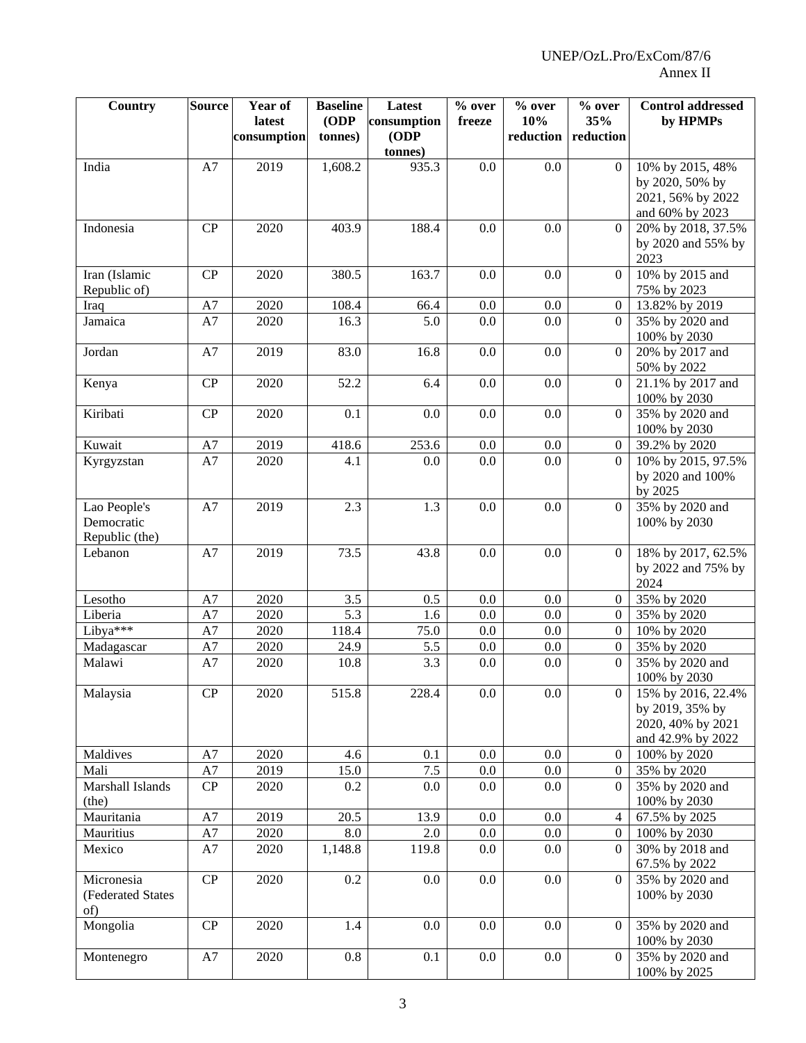| Country | Source | Year of latest consumption | Baseline (ODP tonnes) | Latest consumption (ODP tonnes) | % over freeze | % over 10% reduction | % over 35% reduction | Control addressed by HPMPs |
|---|---|---|---|---|---|---|---|---|
| India | A7 | 2019 | 1,608.2 | 935.3 | 0.0 | 0.0 | 0 | 10% by 2015, 48% by 2020, 50% by 2021, 56% by 2022 and 60% by 2023 |
| Indonesia | CP | 2020 | 403.9 | 188.4 | 0.0 | 0.0 | 0 | 20% by 2018, 37.5% by 2020 and 55% by 2023 |
| Iran (Islamic Republic of) | CP | 2020 | 380.5 | 163.7 | 0.0 | 0.0 | 0 | 10% by 2015 and 75% by 2023 |
| Iraq | A7 | 2020 | 108.4 | 66.4 | 0.0 | 0.0 | 0 | 13.82% by 2019 |
| Jamaica | A7 | 2020 | 16.3 | 5.0 | 0.0 | 0.0 | 0 | 35% by 2020 and 100% by 2030 |
| Jordan | A7 | 2019 | 83.0 | 16.8 | 0.0 | 0.0 | 0 | 20% by 2017 and 50% by 2022 |
| Kenya | CP | 2020 | 52.2 | 6.4 | 0.0 | 0.0 | 0 | 21.1% by 2017 and 100% by 2030 |
| Kiribati | CP | 2020 | 0.1 | 0.0 | 0.0 | 0.0 | 0 | 35% by 2020 and 100% by 2030 |
| Kuwait | A7 | 2019 | 418.6 | 253.6 | 0.0 | 0.0 | 0 | 39.2% by 2020 |
| Kyrgyzstan | A7 | 2020 | 4.1 | 0.0 | 0.0 | 0.0 | 0 | 10% by 2015, 97.5% by 2020 and 100% by 2025 |
| Lao People's Democratic Republic (the) | A7 | 2019 | 2.3 | 1.3 | 0.0 | 0.0 | 0 | 35% by 2020 and 100% by 2030 |
| Lebanon | A7 | 2019 | 73.5 | 43.8 | 0.0 | 0.0 | 0 | 18% by 2017, 62.5% by 2022 and 75% by 2024 |
| Lesotho | A7 | 2020 | 3.5 | 0.5 | 0.0 | 0.0 | 0 | 35% by 2020 |
| Liberia | A7 | 2020 | 5.3 | 1.6 | 0.0 | 0.0 | 0 | 35% by 2020 |
| Libya*** | A7 | 2020 | 118.4 | 75.0 | 0.0 | 0.0 | 0 | 10% by 2020 |
| Madagascar | A7 | 2020 | 24.9 | 5.5 | 0.0 | 0.0 | 0 | 35% by 2020 |
| Malawi | A7 | 2020 | 10.8 | 3.3 | 0.0 | 0.0 | 0 | 35% by 2020 and 100% by 2030 |
| Malaysia | CP | 2020 | 515.8 | 228.4 | 0.0 | 0.0 | 0 | 15% by 2016, 22.4% by 2019, 35% by 2020, 40% by 2021 and 42.9% by 2022 |
| Maldives | A7 | 2020 | 4.6 | 0.1 | 0.0 | 0.0 | 0 | 100% by 2020 |
| Mali | A7 | 2019 | 15.0 | 7.5 | 0.0 | 0.0 | 0 | 35% by 2020 |
| Marshall Islands (the) | CP | 2020 | 0.2 | 0.0 | 0.0 | 0.0 | 0 | 35% by 2020 and 100% by 2030 |
| Mauritania | A7 | 2019 | 20.5 | 13.9 | 0.0 | 0.0 | 4 | 67.5% by 2025 |
| Mauritius | A7 | 2020 | 8.0 | 2.0 | 0.0 | 0.0 | 0 | 100% by 2030 |
| Mexico | A7 | 2020 | 1,148.8 | 119.8 | 0.0 | 0.0 | 0 | 30% by 2018 and 67.5% by 2022 |
| Micronesia (Federated States of) | CP | 2020 | 0.2 | 0.0 | 0.0 | 0.0 | 0 | 35% by 2020 and 100% by 2030 |
| Mongolia | CP | 2020 | 1.4 | 0.0 | 0.0 | 0.0 | 0 | 35% by 2020 and 100% by 2030 |
| Montenegro | A7 | 2020 | 0.8 | 0.1 | 0.0 | 0.0 | 0 | 35% by 2020 and 100% by 2025 |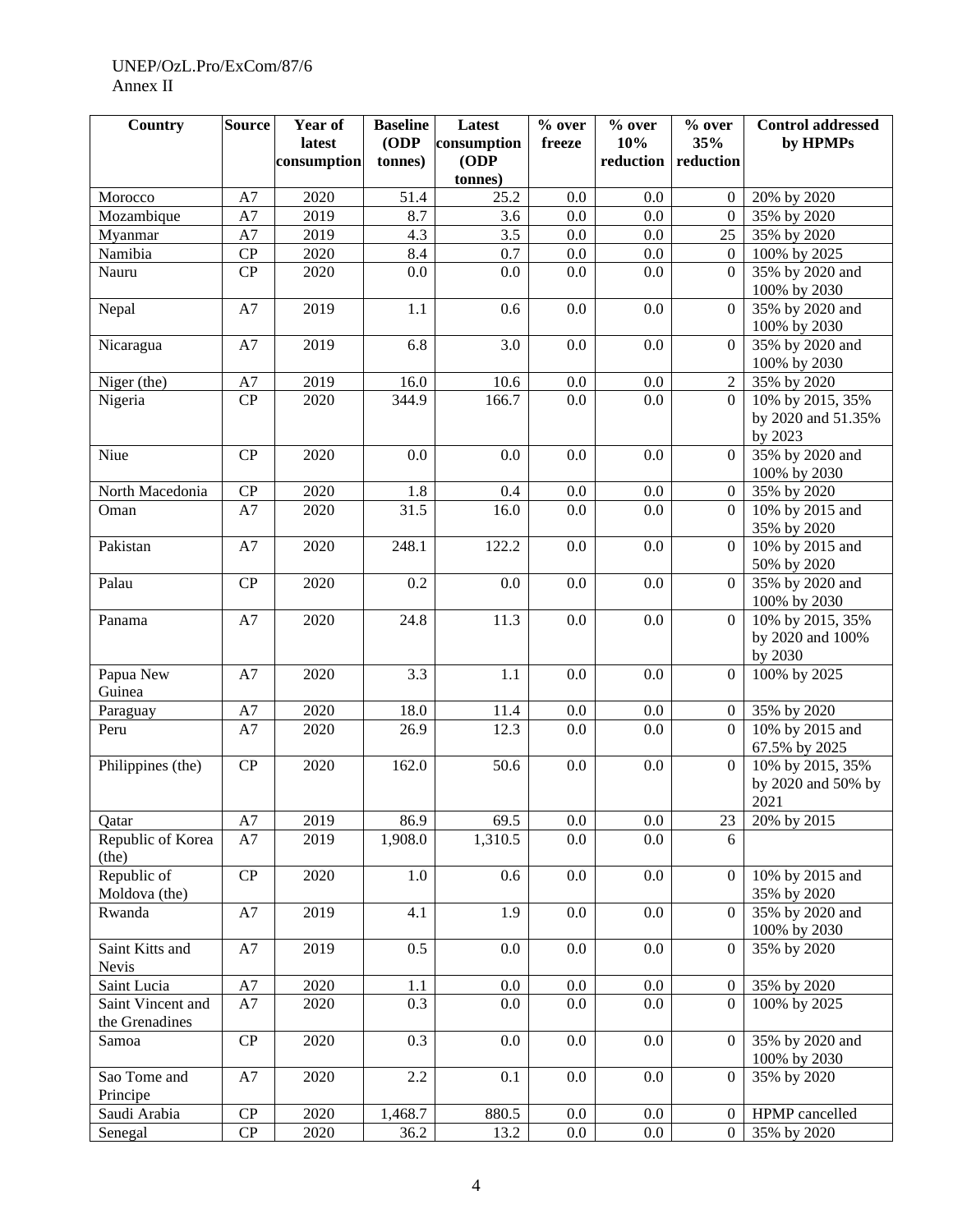| Country | Source | Year of latest consumption | Baseline (ODP tonnes) | Latest consumption (ODP tonnes) | % over freeze | % over 10% reduction | % over 35% reduction | Control addressed by HPMPs |
|---|---|---|---|---|---|---|---|---|
| Morocco | A7 | 2020 | 51.4 | 25.2 | 0.0 | 0.0 | 0 | 20% by 2020 |
| Mozambique | A7 | 2019 | 8.7 | 3.6 | 0.0 | 0.0 | 0 | 35% by 2020 |
| Myanmar | A7 | 2019 | 4.3 | 3.5 | 0.0 | 0.0 | 25 | 35% by 2020 |
| Namibia | CP | 2020 | 8.4 | 0.7 | 0.0 | 0.0 | 0 | 100% by 2025 |
| Nauru | CP | 2020 | 0.0 | 0.0 | 0.0 | 0.0 | 0 | 35% by 2020 and 100% by 2030 |
| Nepal | A7 | 2019 | 1.1 | 0.6 | 0.0 | 0.0 | 0 | 35% by 2020 and 100% by 2030 |
| Nicaragua | A7 | 2019 | 6.8 | 3.0 | 0.0 | 0.0 | 0 | 35% by 2020 and 100% by 2030 |
| Niger (the) | A7 | 2019 | 16.0 | 10.6 | 0.0 | 0.0 | 2 | 35% by 2020 |
| Nigeria | CP | 2020 | 344.9 | 166.7 | 0.0 | 0.0 | 0 | 10% by 2015, 35% by 2020 and 51.35% by 2023 |
| Niue | CP | 2020 | 0.0 | 0.0 | 0.0 | 0.0 | 0 | 35% by 2020 and 100% by 2030 |
| North Macedonia | CP | 2020 | 1.8 | 0.4 | 0.0 | 0.0 | 0 | 35% by 2020 |
| Oman | A7 | 2020 | 31.5 | 16.0 | 0.0 | 0.0 | 0 | 10% by 2015 and 35% by 2020 |
| Pakistan | A7 | 2020 | 248.1 | 122.2 | 0.0 | 0.0 | 0 | 10% by 2015 and 50% by 2020 |
| Palau | CP | 2020 | 0.2 | 0.0 | 0.0 | 0.0 | 0 | 35% by 2020 and 100% by 2030 |
| Panama | A7 | 2020 | 24.8 | 11.3 | 0.0 | 0.0 | 0 | 10% by 2015, 35% by 2020 and 100% by 2030 |
| Papua New Guinea | A7 | 2020 | 3.3 | 1.1 | 0.0 | 0.0 | 0 | 100% by 2025 |
| Paraguay | A7 | 2020 | 18.0 | 11.4 | 0.0 | 0.0 | 0 | 35% by 2020 |
| Peru | A7 | 2020 | 26.9 | 12.3 | 0.0 | 0.0 | 0 | 10% by 2015 and 67.5% by 2025 |
| Philippines (the) | CP | 2020 | 162.0 | 50.6 | 0.0 | 0.0 | 0 | 10% by 2015, 35% by 2020 and 50% by 2021 |
| Qatar | A7 | 2019 | 86.9 | 69.5 | 0.0 | 0.0 | 23 | 20% by 2015 |
| Republic of Korea (the) | A7 | 2019 | 1,908.0 | 1,310.5 | 0.0 | 0.0 | 6 | |
| Republic of Moldova (the) | CP | 2020 | 1.0 | 0.6 | 0.0 | 0.0 | 0 | 10% by 2015 and 35% by 2020 |
| Rwanda | A7 | 2019 | 4.1 | 1.9 | 0.0 | 0.0 | 0 | 35% by 2020 and 100% by 2030 |
| Saint Kitts and Nevis | A7 | 2019 | 0.5 | 0.0 | 0.0 | 0.0 | 0 | 35% by 2020 |
| Saint Lucia | A7 | 2020 | 1.1 | 0.0 | 0.0 | 0.0 | 0 | 35% by 2020 |
| Saint Vincent and the Grenadines | A7 | 2020 | 0.3 | 0.0 | 0.0 | 0.0 | 0 | 100% by 2025 |
| Samoa | CP | 2020 | 0.3 | 0.0 | 0.0 | 0.0 | 0 | 35% by 2020 and 100% by 2030 |
| Sao Tome and Principe | A7 | 2020 | 2.2 | 0.1 | 0.0 | 0.0 | 0 | 35% by 2020 |
| Saudi Arabia | CP | 2020 | 1,468.7 | 880.5 | 0.0 | 0.0 | 0 | HPMP cancelled |
| Senegal | CP | 2020 | 36.2 | 13.2 | 0.0 | 0.0 | 0 | 35% by 2020 |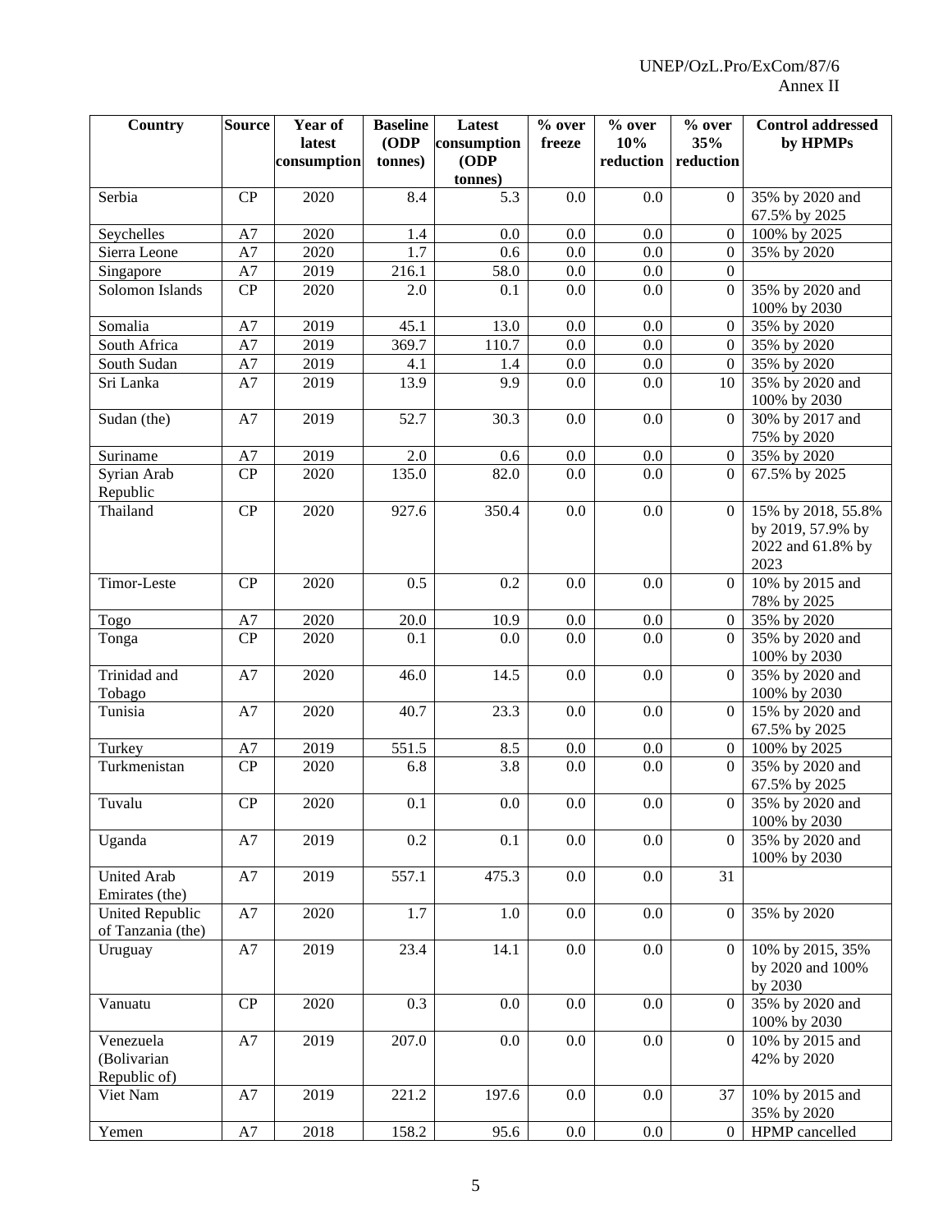| Country | Source | Year of latest consumption | Baseline (ODP tonnes) | Latest consumption (ODP tonnes) | % over freeze | % over 10% reduction | % over 35% reduction | Control addressed by HPMPs |
|---|---|---|---|---|---|---|---|---|
| Serbia | CP | 2020 | 8.4 | 5.3 | 0.0 | 0.0 | 0 | 35% by 2020 and 67.5% by 2025 |
| Seychelles | A7 | 2020 | 1.4 | 0.0 | 0.0 | 0.0 | 0 | 100% by 2025 |
| Sierra Leone | A7 | 2020 | 1.7 | 0.6 | 0.0 | 0.0 | 0 | 35% by 2020 |
| Singapore | A7 | 2019 | 216.1 | 58.0 | 0.0 | 0.0 | 0 | |
| Solomon Islands | CP | 2020 | 2.0 | 0.1 | 0.0 | 0.0 | 0 | 35% by 2020 and 100% by 2030 |
| Somalia | A7 | 2019 | 45.1 | 13.0 | 0.0 | 0.0 | 0 | 35% by 2020 |
| South Africa | A7 | 2019 | 369.7 | 110.7 | 0.0 | 0.0 | 0 | 35% by 2020 |
| South Sudan | A7 | 2019 | 4.1 | 1.4 | 0.0 | 0.0 | 0 | 35% by 2020 |
| Sri Lanka | A7 | 2019 | 13.9 | 9.9 | 0.0 | 0.0 | 10 | 35% by 2020 and 100% by 2030 |
| Sudan (the) | A7 | 2019 | 52.7 | 30.3 | 0.0 | 0.0 | 0 | 30% by 2017 and 75% by 2020 |
| Suriname | A7 | 2019 | 2.0 | 0.6 | 0.0 | 0.0 | 0 | 35% by 2020 |
| Syrian Arab Republic | CP | 2020 | 135.0 | 82.0 | 0.0 | 0.0 | 0 | 67.5% by 2025 |
| Thailand | CP | 2020 | 927.6 | 350.4 | 0.0 | 0.0 | 0 | 15% by 2018, 55.8% by 2019, 57.9% by 2022 and 61.8% by 2023 |
| Timor-Leste | CP | 2020 | 0.5 | 0.2 | 0.0 | 0.0 | 0 | 10% by 2015 and 78% by 2025 |
| Togo | A7 | 2020 | 20.0 | 10.9 | 0.0 | 0.0 | 0 | 35% by 2020 |
| Tonga | CP | 2020 | 0.1 | 0.0 | 0.0 | 0.0 | 0 | 35% by 2020 and 100% by 2030 |
| Trinidad and Tobago | A7 | 2020 | 46.0 | 14.5 | 0.0 | 0.0 | 0 | 35% by 2020 and 100% by 2030 |
| Tunisia | A7 | 2020 | 40.7 | 23.3 | 0.0 | 0.0 | 0 | 15% by 2020 and 67.5% by 2025 |
| Turkey | A7 | 2019 | 551.5 | 8.5 | 0.0 | 0.0 | 0 | 100% by 2025 |
| Turkmenistan | CP | 2020 | 6.8 | 3.8 | 0.0 | 0.0 | 0 | 35% by 2020 and 67.5% by 2025 |
| Tuvalu | CP | 2020 | 0.1 | 0.0 | 0.0 | 0.0 | 0 | 35% by 2020 and 100% by 2030 |
| Uganda | A7 | 2019 | 0.2 | 0.1 | 0.0 | 0.0 | 0 | 35% by 2020 and 100% by 2030 |
| United Arab Emirates (the) | A7 | 2019 | 557.1 | 475.3 | 0.0 | 0.0 | 31 | |
| United Republic of Tanzania (the) | A7 | 2020 | 1.7 | 1.0 | 0.0 | 0.0 | 0 | 35% by 2020 |
| Uruguay | A7 | 2019 | 23.4 | 14.1 | 0.0 | 0.0 | 0 | 10% by 2015, 35% by 2020 and 100% by 2030 |
| Vanuatu | CP | 2020 | 0.3 | 0.0 | 0.0 | 0.0 | 0 | 35% by 2020 and 100% by 2030 |
| Venezuela (Bolivarian Republic of) | A7 | 2019 | 207.0 | 0.0 | 0.0 | 0.0 | 0 | 10% by 2015 and 42% by 2020 |
| Viet Nam | A7 | 2019 | 221.2 | 197.6 | 0.0 | 0.0 | 37 | 10% by 2015 and 35% by 2020 |
| Yemen | A7 | 2018 | 158.2 | 95.6 | 0.0 | 0.0 | 0 | HPMP cancelled |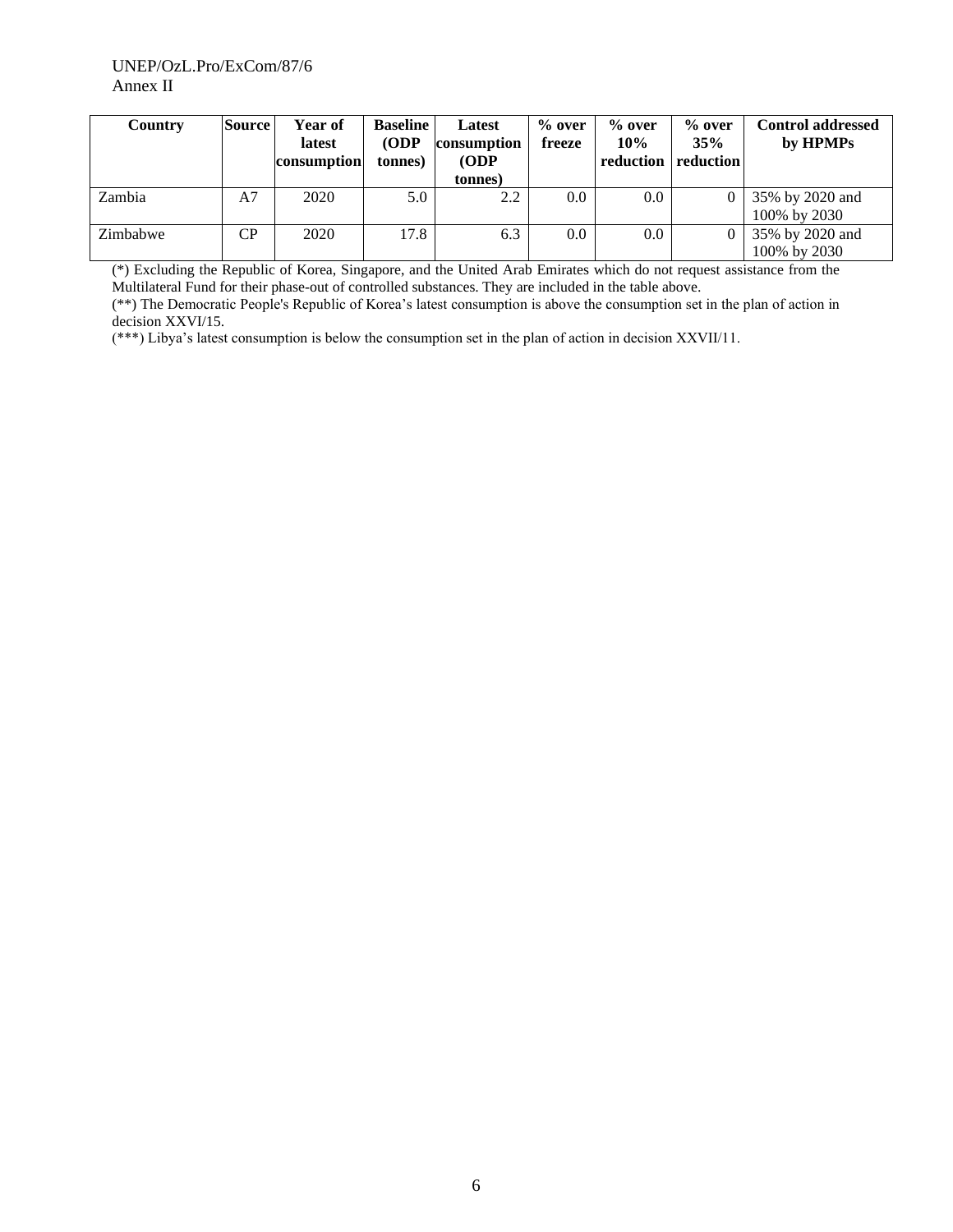| Country | Source | Year of latest consumption | Baseline (ODP tonnes) | Latest consumption (ODP tonnes) | % over freeze | % over 10% reduction | % over 35% reduction | Control addressed by HPMPs |
|---|---|---|---|---|---|---|---|---|
| Zambia | A7 | 2020 | 5.0 | 2.2 | 0.0 | 0.0 | 0 | 35% by 2020 and 100% by 2030 |
| Zimbabwe | CP | 2020 | 17.8 | 6.3 | 0.0 | 0.0 | 0 | 35% by 2020 and 100% by 2030 |

(*) Excluding the Republic of Korea, Singapore, and the United Arab Emirates which do not request assistance from the Multilateral Fund for their phase-out of controlled substances. They are included in the table above.

(**) The Democratic People's Republic of Korea's latest consumption is above the consumption set in the plan of action in decision XXVI/15.

(***) Libya's latest consumption is below the consumption set in the plan of action in decision XXVII/11.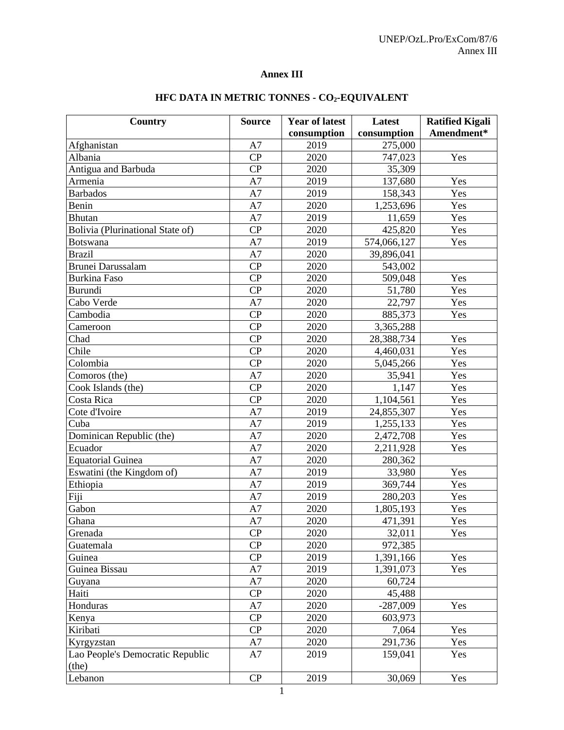# Annex III

## HFC DATA IN METRIC TONNES - $CO_2$-EQUIVALENT

| Country | Source | Year of latest consumption | Latest consumption | Ratified Kigali Amendment* |
|---|---|---|---|---|
| Afghanistan | A7 | 2019 | 275,000 | |
| Albania | CP | 2020 | 747,023 | Yes |
| Antigua and Barbuda | CP | 2020 | 35,309 | |
| Armenia | A7 | 2019 | 137,680 | Yes |
| Barbados | A7 | 2019 | 158,343 | Yes |
| Benin | A7 | 2020 | 1,253,696 | Yes |
| Bhutan | A7 | 2019 | 11,659 | Yes |
| Bolivia (Plurinational State of) | CP | 2020 | 425,820 | Yes |
| Botswana | A7 | 2019 | 574,066,127 | Yes |
| Brazil | A7 | 2020 | 39,896,041 | |
| Brunei Darussalam | CP | 2020 | 543,002 | |
| Burkina Faso | CP | 2020 | 509,048 | Yes |
| Burundi | CP | 2020 | 51,780 | Yes |
| Cabo Verde | A7 | 2020 | 22,797 | Yes |
| Cambodia | CP | 2020 | 885,373 | Yes |
| Cameroon | CP | 2020 | 3,365,288 | |
| Chad | CP | 2020 | 28,388,734 | Yes |
| Chile | CP | 2020 | 4,460,031 | Yes |
| Colombia | CP | 2020 | 5,045,266 | Yes |
| Comoros (the) | A7 | 2020 | 35,941 | Yes |
| Cook Islands (the) | CP | 2020 | 1,147 | Yes |
| Costa Rica | CP | 2020 | 1,104,561 | Yes |
| Cote d'Ivoire | A7 | 2019 | 24,855,307 | Yes |
| Cuba | A7 | 2019 | 1,255,133 | Yes |
| Dominican Republic (the) | A7 | 2020 | 2,472,708 | Yes |
| Ecuador | A7 | 2020 | 2,211,928 | Yes |
| Equatorial Guinea | A7 | 2020 | 280,362 | |
| Eswatini (the Kingdom of) | A7 | 2019 | 33,980 | Yes |
| Ethiopia | A7 | 2019 | 369,744 | Yes |
| Fiji | A7 | 2019 | 280,203 | Yes |
| Gabon | A7 | 2020 | 1,805,193 | Yes |
| Ghana | A7 | 2020 | 471,391 | Yes |
| Grenada | CP | 2020 | 32,011 | Yes |
| Guatemala | CP | 2020 | 972,385 | |
| Guinea | CP | 2019 | 1,391,166 | Yes |
| Guinea Bissau | A7 | 2019 | 1,391,073 | Yes |
| Guyana | A7 | 2020 | 60,724 | |
| Haiti | CP | 2020 | 45,488 | |
| Honduras | A7 | 2020 | -287,009 | Yes |
| Kenya | CP | 2020 | 603,973 | |
| Kiribati | CP | 2020 | 7,064 | Yes |
| Kyrgyzstan | A7 | 2020 | 291,736 | Yes |
| Lao People's Democratic Republic (the) | A7 | 2019 | 159,041 | Yes |
| Lebanon | CP | 2019 | 30,069 | Yes |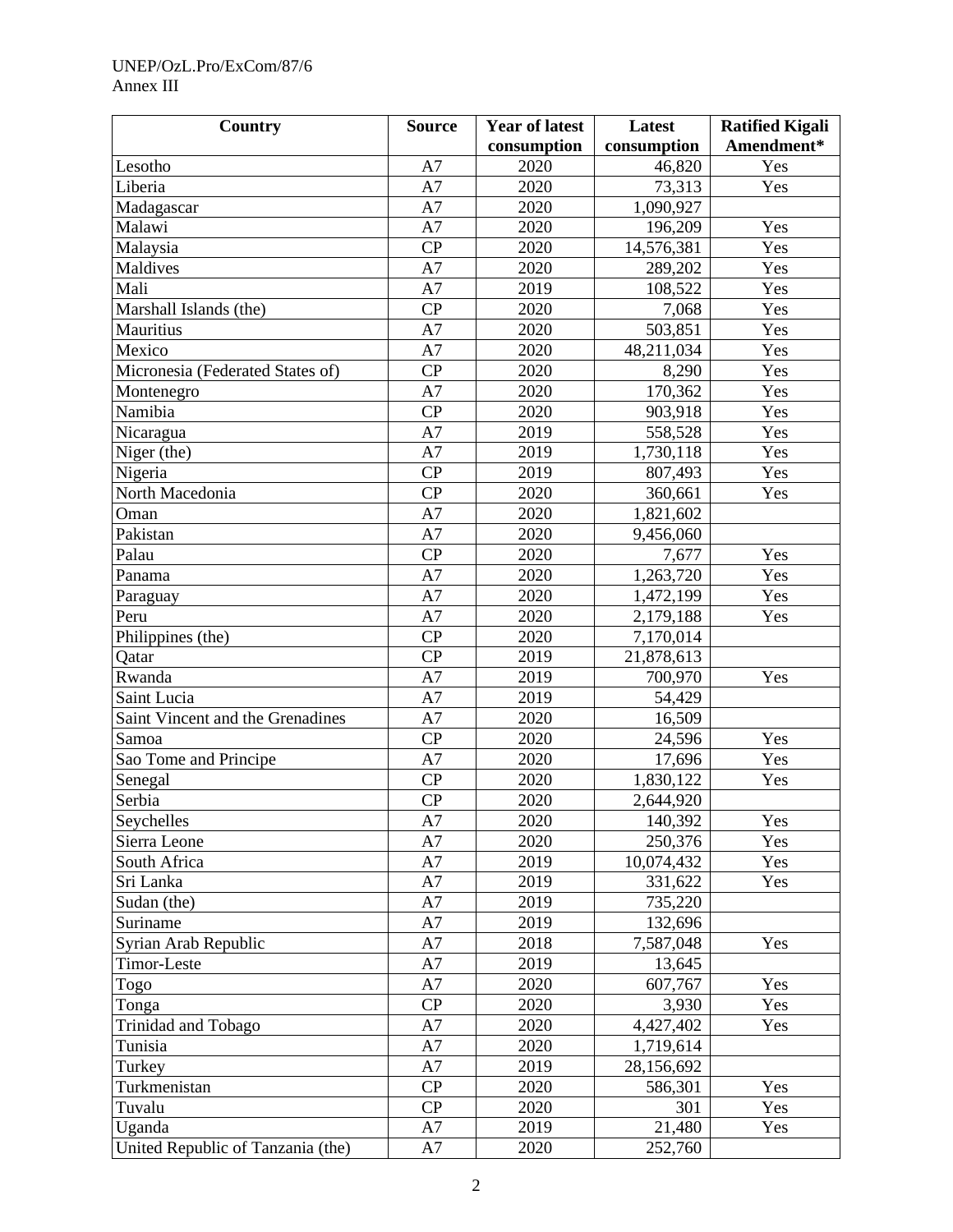| Country | Source | Year of latest consumption | Latest consumption | Ratified Kigali Amendment* |
|---|---|---|---|---|
| Lesotho | A7 | 2020 | 46,820 | Yes |
| Liberia | A7 | 2020 | 73,313 | Yes |
| Madagascar | A7 | 2020 | 1,090,927 | |
| Malawi | A7 | 2020 | 196,209 | Yes |
| Malaysia | CP | 2020 | 14,576,381 | Yes |
| Maldives | A7 | 2020 | 289,202 | Yes |
| Mali | A7 | 2019 | 108,522 | Yes |
| Marshall Islands (the) | CP | 2020 | 7,068 | Yes |
| Mauritius | A7 | 2020 | 503,851 | Yes |
| Mexico | A7 | 2020 | 48,211,034 | Yes |
| Micronesia (Federated States of) | CP | 2020 | 8,290 | Yes |
| Montenegro | A7 | 2020 | 170,362 | Yes |
| Namibia | CP | 2020 | 903,918 | Yes |
| Nicaragua | A7 | 2019 | 558,528 | Yes |
| Niger (the) | A7 | 2019 | 1,730,118 | Yes |
| Nigeria | CP | 2019 | 807,493 | Yes |
| North Macedonia | CP | 2020 | 360,661 | Yes |
| Oman | A7 | 2020 | 1,821,602 | |
| Pakistan | A7 | 2020 | 9,456,060 | |
| Palau | CP | 2020 | 7,677 | Yes |
| Panama | A7 | 2020 | 1,263,720 | Yes |
| Paraguay | A7 | 2020 | 1,472,199 | Yes |
| Peru | A7 | 2020 | 2,179,188 | Yes |
| Philippines (the) | CP | 2020 | 7,170,014 | |
| Qatar | CP | 2019 | 21,878,613 | |
| Rwanda | A7 | 2019 | 700,970 | Yes |
| Saint Lucia | A7 | 2019 | 54,429 | |
| Saint Vincent and the Grenadines | A7 | 2020 | 16,509 | |
| Samoa | CP | 2020 | 24,596 | Yes |
| Sao Tome and Principe | A7 | 2020 | 17,696 | Yes |
| Senegal | CP | 2020 | 1,830,122 | Yes |
| Serbia | CP | 2020 | 2,644,920 | |
| Seychelles | A7 | 2020 | 140,392 | Yes |
| Sierra Leone | A7 | 2020 | 250,376 | Yes |
| South Africa | A7 | 2019 | 10,074,432 | Yes |
| Sri Lanka | A7 | 2019 | 331,622 | Yes |
| Sudan (the) | A7 | 2019 | 735,220 | |
| Suriname | A7 | 2019 | 132,696 | |
| Syrian Arab Republic | A7 | 2018 | 7,587,048 | Yes |
| Timor-Leste | A7 | 2019 | 13,645 | |
| Togo | A7 | 2020 | 607,767 | Yes |
| Tonga | CP | 2020 | 3,930 | Yes |
| Trinidad and Tobago | A7 | 2020 | 4,427,402 | Yes |
| Tunisia | A7 | 2020 | 1,719,614 | |
| Turkey | A7 | 2019 | 28,156,692 | |
| Turkmenistan | CP | 2020 | 586,301 | Yes |
| Tuvalu | CP | 2020 | 301 | Yes |
| Uganda | A7 | 2019 | 21,480 | Yes |
| United Republic of Tanzania (the) | A7 | 2020 | 252,760 | |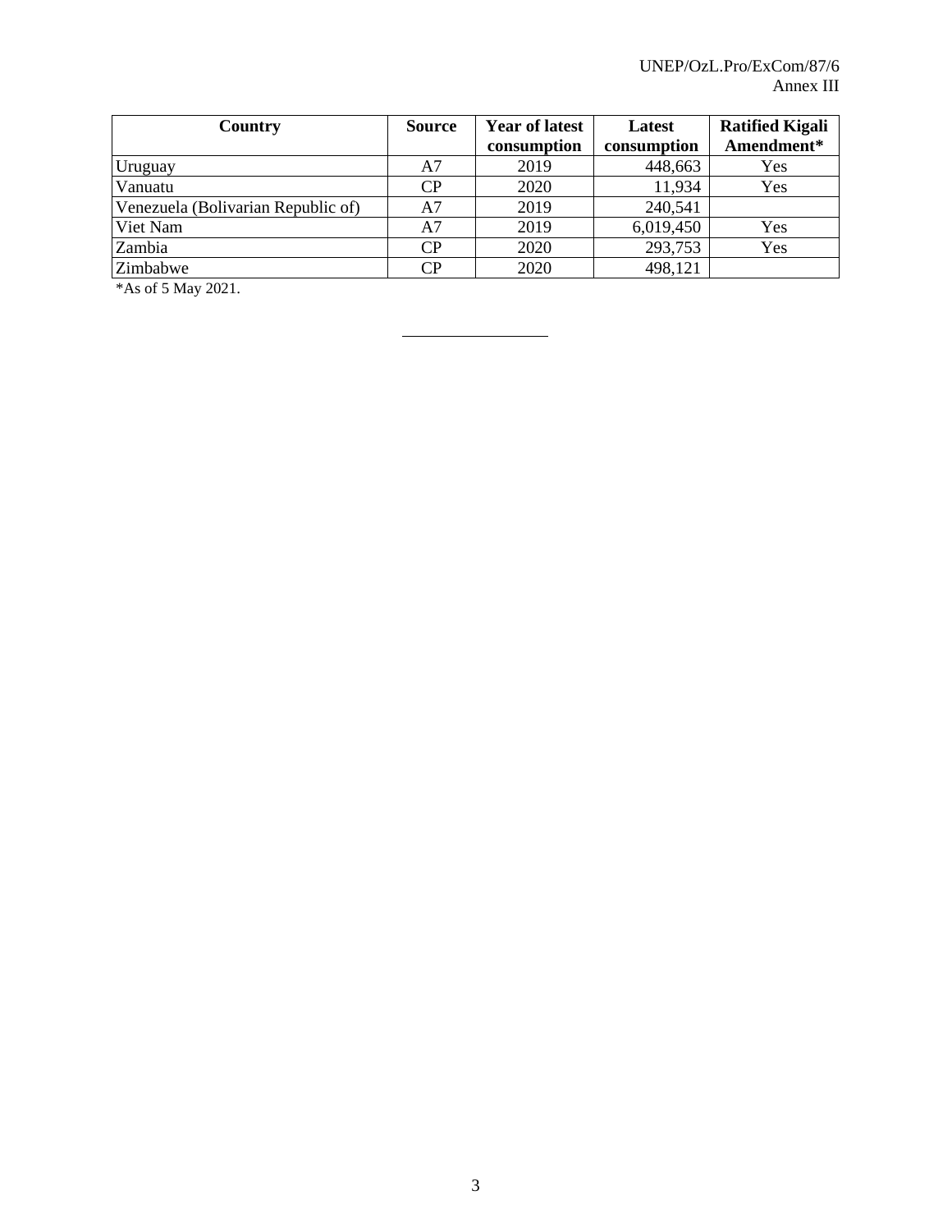| Country | Source | Year of latest consumption | Latest consumption | Ratified Kigali Amendment* |
|---|---|---|---|---|
| Uruguay | A7 | 2019 | 448,663 | Yes |
| Vanuatu | CP | 2020 | 11,934 | Yes |
| Venezuela (Bolivarian Republic of) | A7 | 2019 | 240,541 | |
| Viet Nam | A7 | 2019 | 6,019,450 | Yes |
| Zambia | CP | 2020 | 293,753 | Yes |
| Zimbabwe | CP | 2020 | 498,121 | |

*As of 5 May 2021.